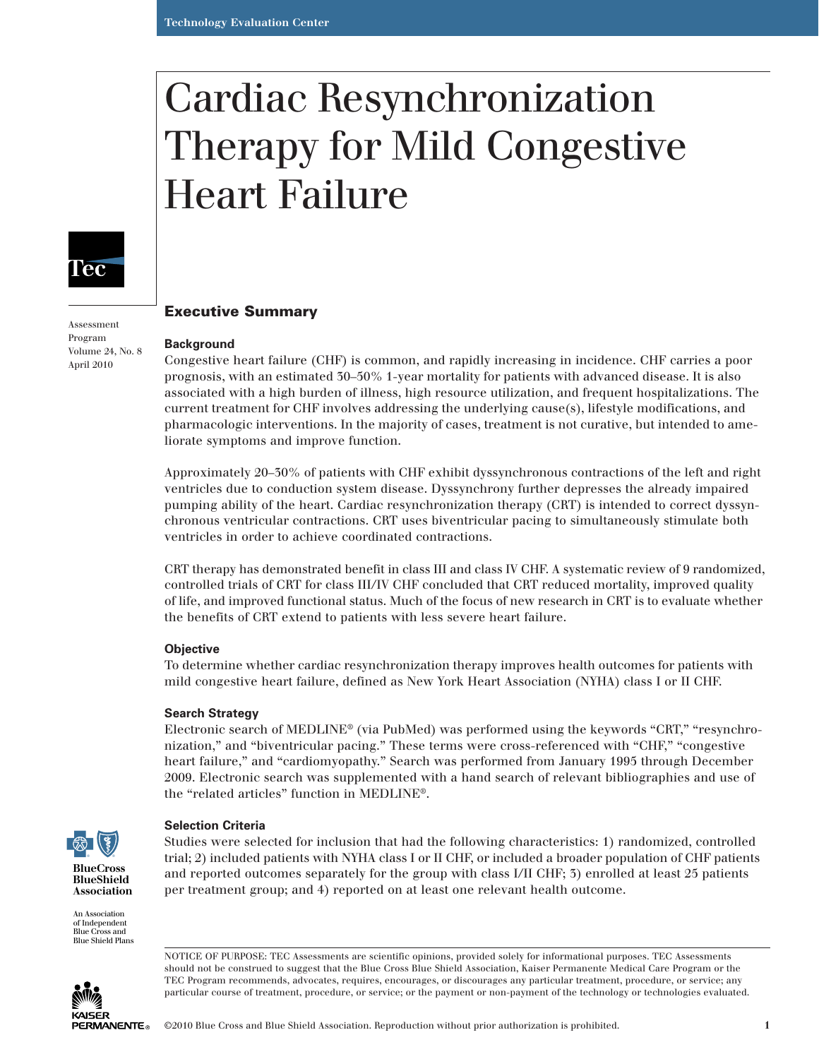Technology Evaluation Center

# Cardiac Resynchronization Therapy for Mild Congestive Heart Failure

Assessment Program
Volume 24, No. 8
April 2010

## Executive Summary

### Background

Congestive heart failure (CHF) is common, and rapidly increasing in incidence. CHF carries a poor prognosis, with an estimated 30–50% 1-year mortality for patients with advanced disease. It is also associated with a high burden of illness, high resource utilization, and frequent hospitalizations. The current treatment for CHF involves addressing the underlying cause(s), lifestyle modifications, and pharmacologic interventions. In the majority of cases, treatment is not curative, but intended to ameliorate symptoms and improve function.

Approximately 20–30% of patients with CHF exhibit dyssynchronous contractions of the left and right ventricles due to conduction system disease. Dyssynchrony further depresses the already impaired pumping ability of the heart. Cardiac resynchronization therapy (CRT) is intended to correct dyssynchronous ventricular contractions. CRT uses biventricular pacing to simultaneously stimulate both ventricles in order to achieve coordinated contractions.

CRT therapy has demonstrated benefit in class III and class IV CHF. A systematic review of 9 randomized, controlled trials of CRT for class III/IV CHF concluded that CRT reduced mortality, improved quality of life, and improved functional status. Much of the focus of new research in CRT is to evaluate whether the benefits of CRT extend to patients with less severe heart failure.

### Objective

To determine whether cardiac resynchronization therapy improves health outcomes for patients with mild congestive heart failure, defined as New York Heart Association (NYHA) class I or II CHF.

### Search Strategy

Electronic search of MEDLINE® (via PubMed) was performed using the keywords “CRT,” “resynchronization,” and “biventricular pacing.” These terms were cross-referenced with “CHF,” “congestive heart failure,” and “cardiomyopathy.” Search was performed from January 1995 through December 2009. Electronic search was supplemented with a hand search of relevant bibliographies and use of the “related articles” function in MEDLINE®.

### Selection Criteria

Studies were selected for inclusion that had the following characteristics: 1) randomized, controlled trial; 2) included patients with NYHA class I or II CHF, or included a broader population of CHF patients and reported outcomes separately for the group with class I/II CHF; 3) enrolled at least 25 patients per treatment group; and 4) reported on at least one relevant health outcome.

BlueCross BlueShield Association
An Association of Independent Blue Cross and Blue Shield Plans

NOTICE OF PURPOSE: TEC Assessments are scientific opinions, provided solely for informational purposes. TEC Assessments should not be construed to suggest that the Blue Cross Blue Shield Association, Kaiser Permanente Medical Care Program or the TEC Program recommends, advocates, requires, encourages, or discourages any particular treatment, procedure, or service; any particular course of treatment, procedure, or service; or the payment or non-payment of the technology or technologies evaluated.

©2010 Blue Cross and Blue Shield Association. Reproduction without prior authorization is prohibited.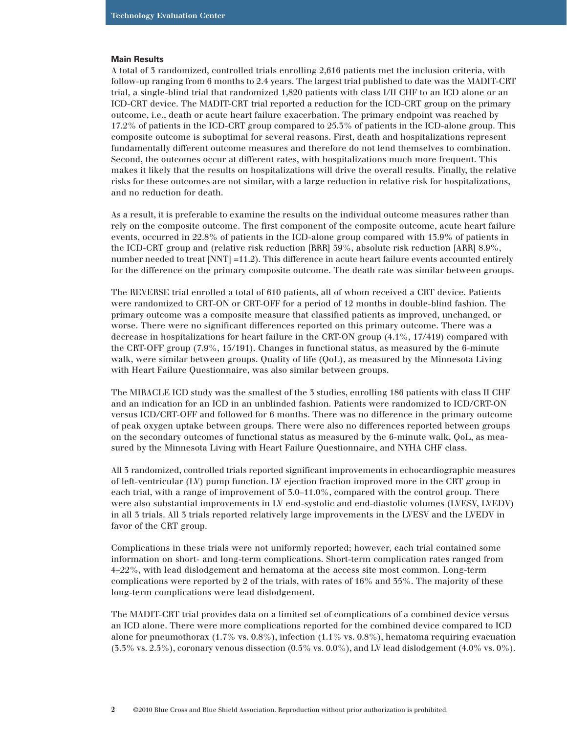### Main Results

A total of 3 randomized, controlled trials enrolling 2,616 patients met the inclusion criteria, with follow-up ranging from 6 months to 2.4 years. The largest trial published to date was the MADIT-CRT trial, a single-blind trial that randomized 1,820 patients with class I/II CHF to an ICD alone or an ICD-CRT device. The MADIT-CRT trial reported a reduction for the ICD-CRT group on the primary outcome, i.e., death or acute heart failure exacerbation. The primary endpoint was reached by 17.2% of patients in the ICD-CRT group compared to 25.3% of patients in the ICD-alone group. This composite outcome is suboptimal for several reasons. First, death and hospitalizations represent fundamentally different outcome measures and therefore do not lend themselves to combination. Second, the outcomes occur at different rates, with hospitalizations much more frequent. This makes it likely that the results on hospitalizations will drive the overall results. Finally, the relative risks for these outcomes are not similar, with a large reduction in relative risk for hospitalizations, and no reduction for death.

As a result, it is preferable to examine the results on the individual outcome measures rather than rely on the composite outcome. The first component of the composite outcome, acute heart failure events, occurred in 22.8% of patients in the ICD-alone group compared with 13.9% of patients in the ICD-CRT group and (relative risk reduction [RRR] 39%, absolute risk reduction [ARR] 8.9%, number needed to treat [NNT] =11.2). This difference in acute heart failure events accounted entirely for the difference on the primary composite outcome. The death rate was similar between groups.

The REVERSE trial enrolled a total of 610 patients, all of whom received a CRT device. Patients were randomized to CRT-ON or CRT-OFF for a period of 12 months in double-blind fashion. The primary outcome was a composite measure that classified patients as improved, unchanged, or worse. There were no significant differences reported on this primary outcome. There was a decrease in hospitalizations for heart failure in the CRT-ON group (4.1%, 17/419) compared with the CRT-OFF group (7.9%, 15/191). Changes in functional status, as measured by the 6-minute walk, were similar between groups. Quality of life (QoL), as measured by the Minnesota Living with Heart Failure Questionnaire, was also similar between groups.

The MIRACLE ICD study was the smallest of the 3 studies, enrolling 186 patients with class II CHF and an indication for an ICD in an unblinded fashion. Patients were randomized to ICD/CRT-ON versus ICD/CRT-OFF and followed for 6 months. There was no difference in the primary outcome of peak oxygen uptake between groups. There were also no differences reported between groups on the secondary outcomes of functional status as measured by the 6-minute walk, QoL, as measured by the Minnesota Living with Heart Failure Questionnaire, and NYHA CHF class.

All 3 randomized, controlled trials reported significant improvements in echocardiographic measures of left-ventricular (LV) pump function. LV ejection fraction improved more in the CRT group in each trial, with a range of improvement of 3.0–11.0%, compared with the control group. There were also substantial improvements in LV end-systolic and end-diastolic volumes (LVESV, LVEDV) in all 3 trials. All 3 trials reported relatively large improvements in the LVESV and the LVEDV in favor of the CRT group.

Complications in these trials were not uniformly reported; however, each trial contained some information on short- and long-term complications. Short-term complication rates ranged from 4–22%, with lead dislodgement and hematoma at the access site most common. Long-term complications were reported by 2 of the trials, with rates of 16% and 35%. The majority of these long-term complications were lead dislodgement.

The MADIT-CRT trial provides data on a limited set of complications of a combined device versus an ICD alone. There were more complications reported for the combined device compared to ICD alone for pneumothorax (1.7% vs. 0.8%), infection (1.1% vs. 0.8%), hematoma requiring evacuation (3.3% vs. 2.5%), coronary venous dissection (0.5% vs. 0.0%), and LV lead dislodgement (4.0% vs. 0%).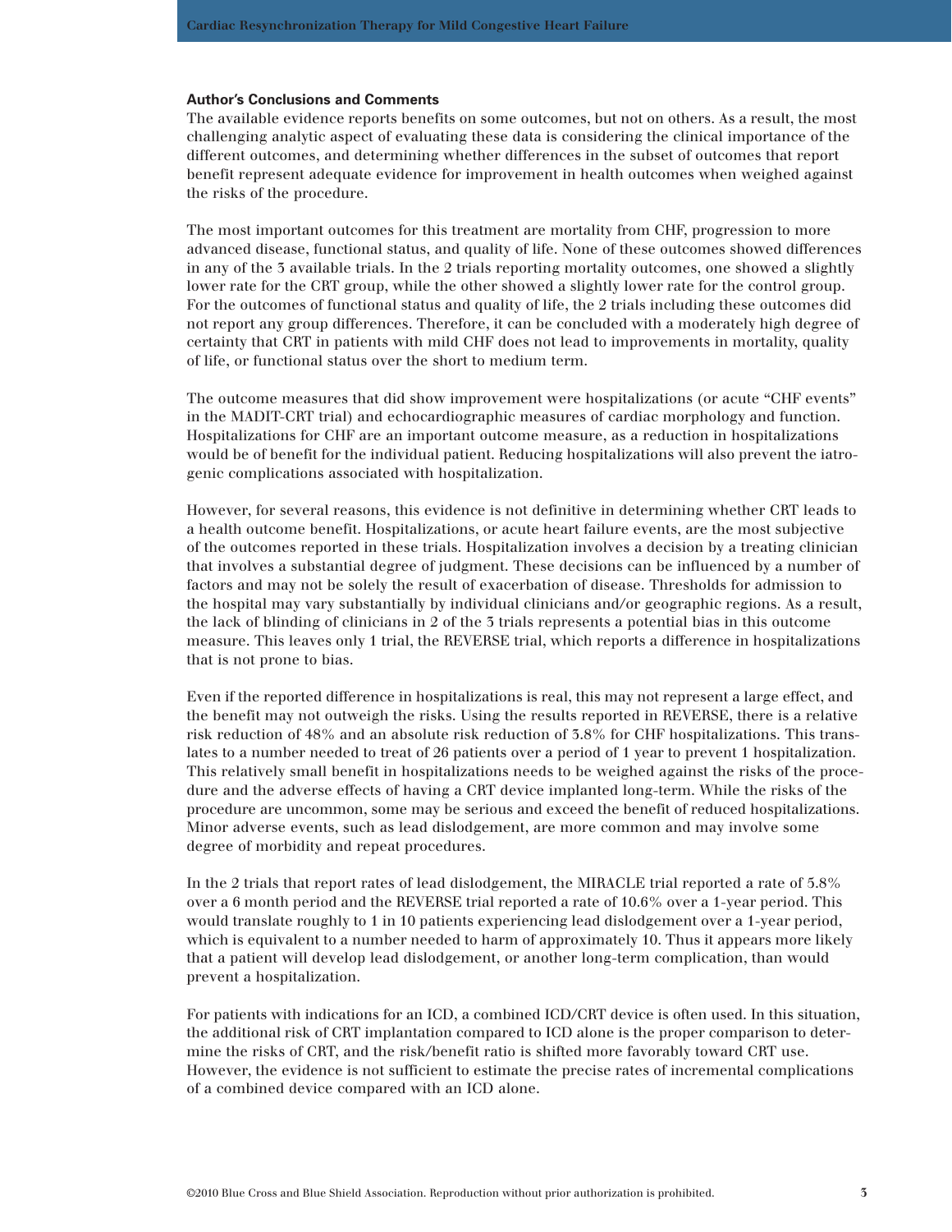### Author's Conclusions and Comments

The available evidence reports benefits on some outcomes, but not on others. As a result, the most challenging analytic aspect of evaluating these data is considering the clinical importance of the different outcomes, and determining whether differences in the subset of outcomes that report benefit represent adequate evidence for improvement in health outcomes when weighed against the risks of the procedure.

The most important outcomes for this treatment are mortality from CHF, progression to more advanced disease, functional status, and quality of life. None of these outcomes showed differences in any of the 3 available trials. In the 2 trials reporting mortality outcomes, one showed a slightly lower rate for the CRT group, while the other showed a slightly lower rate for the control group. For the outcomes of functional status and quality of life, the 2 trials including these outcomes did not report any group differences. Therefore, it can be concluded with a moderately high degree of certainty that CRT in patients with mild CHF does not lead to improvements in mortality, quality of life, or functional status over the short to medium term.

The outcome measures that did show improvement were hospitalizations (or acute "CHF events" in the MADIT-CRT trial) and echocardiographic measures of cardiac morphology and function. Hospitalizations for CHF are an important outcome measure, as a reduction in hospitalizations would be of benefit for the individual patient. Reducing hospitalizations will also prevent the iatrogenic complications associated with hospitalization.

However, for several reasons, this evidence is not definitive in determining whether CRT leads to a health outcome benefit. Hospitalizations, or acute heart failure events, are the most subjective of the outcomes reported in these trials. Hospitalization involves a decision by a treating clinician that involves a substantial degree of judgment. These decisions can be influenced by a number of factors and may not be solely the result of exacerbation of disease. Thresholds for admission to the hospital may vary substantially by individual clinicians and/or geographic regions. As a result, the lack of blinding of clinicians in 2 of the 3 trials represents a potential bias in this outcome measure. This leaves only 1 trial, the REVERSE trial, which reports a difference in hospitalizations that is not prone to bias.

Even if the reported difference in hospitalizations is real, this may not represent a large effect, and the benefit may not outweigh the risks. Using the results reported in REVERSE, there is a relative risk reduction of 48% and an absolute risk reduction of 3.8% for CHF hospitalizations. This translates to a number needed to treat of 26 patients over a period of 1 year to prevent 1 hospitalization. This relatively small benefit in hospitalizations needs to be weighed against the risks of the procedure and the adverse effects of having a CRT device implanted long-term. While the risks of the procedure are uncommon, some may be serious and exceed the benefit of reduced hospitalizations. Minor adverse events, such as lead dislodgement, are more common and may involve some degree of morbidity and repeat procedures.

In the 2 trials that report rates of lead dislodgement, the MIRACLE trial reported a rate of 5.8% over a 6 month period and the REVERSE trial reported a rate of 10.6% over a 1-year period. This would translate roughly to 1 in 10 patients experiencing lead dislodgement over a 1-year period, which is equivalent to a number needed to harm of approximately 10. Thus it appears more likely that a patient will develop lead dislodgement, or another long-term complication, than would prevent a hospitalization.

For patients with indications for an ICD, a combined ICD/CRT device is often used. In this situation, the additional risk of CRT implantation compared to ICD alone is the proper comparison to determine the risks of CRT, and the risk/benefit ratio is shifted more favorably toward CRT use. However, the evidence is not sufficient to estimate the precise rates of incremental complications of a combined device compared with an ICD alone.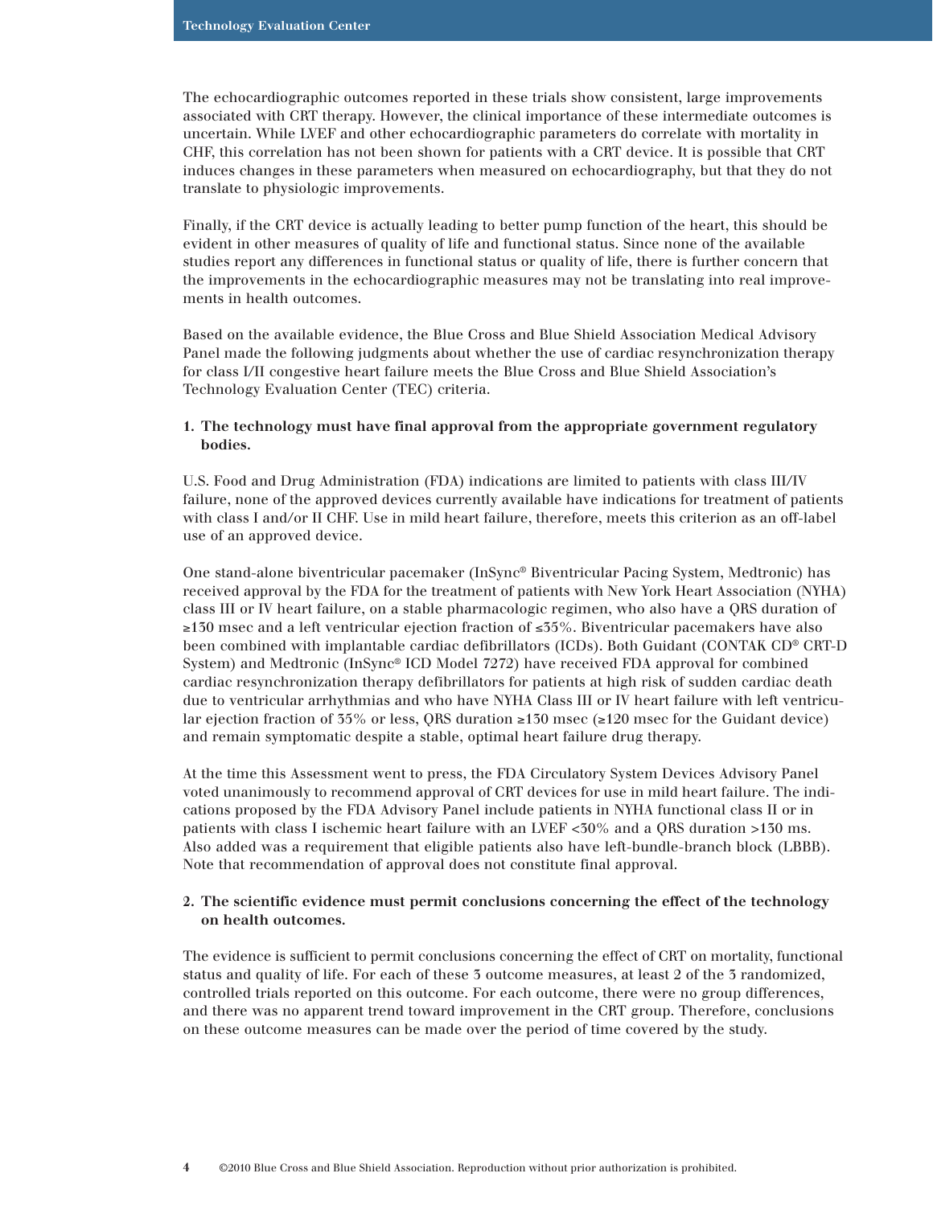The echocardiographic outcomes reported in these trials show consistent, large improvements associated with CRT therapy. However, the clinical importance of these intermediate outcomes is uncertain. While LVEF and other echocardiographic parameters do correlate with mortality in CHF, this correlation has not been shown for patients with a CRT device. It is possible that CRT induces changes in these parameters when measured on echocardiography, but that they do not translate to physiologic improvements.

Finally, if the CRT device is actually leading to better pump function of the heart, this should be evident in other measures of quality of life and functional status. Since none of the available studies report any differences in functional status or quality of life, there is further concern that the improvements in the echocardiographic measures may not be translating into real improvements in health outcomes.

Based on the available evidence, the Blue Cross and Blue Shield Association Medical Advisory Panel made the following judgments about whether the use of cardiac resynchronization therapy for class I/II congestive heart failure meets the Blue Cross and Blue Shield Association's Technology Evaluation Center (TEC) criteria.

**1. The technology must have final approval from the appropriate government regulatory bodies.**

U.S. Food and Drug Administration (FDA) indications are limited to patients with class III/IV failure, none of the approved devices currently available have indications for treatment of patients with class I and/or II CHF. Use in mild heart failure, therefore, meets this criterion as an off-label use of an approved device.

One stand-alone biventricular pacemaker (InSync® Biventricular Pacing System, Medtronic) has received approval by the FDA for the treatment of patients with New York Heart Association (NYHA) class III or IV heart failure, on a stable pharmacologic regimen, who also have a QRS duration of ≥130 msec and a left ventricular ejection fraction of ≤35%. Biventricular pacemakers have also been combined with implantable cardiac defibrillators (ICDs). Both Guidant (CONTAK CD® CRT-D System) and Medtronic (InSync® ICD Model 7272) have received FDA approval for combined cardiac resynchronization therapy defibrillators for patients at high risk of sudden cardiac death due to ventricular arrhythmias and who have NYHA Class III or IV heart failure with left ventricular ejection fraction of 35% or less, QRS duration ≥130 msec (≥120 msec for the Guidant device) and remain symptomatic despite a stable, optimal heart failure drug therapy.

At the time this Assessment went to press, the FDA Circulatory System Devices Advisory Panel voted unanimously to recommend approval of CRT devices for use in mild heart failure. The indications proposed by the FDA Advisory Panel include patients in NYHA functional class II or in patients with class I ischemic heart failure with an LVEF <30% and a QRS duration >130 ms. Also added was a requirement that eligible patients also have left-bundle-branch block (LBBB). Note that recommendation of approval does not constitute final approval.

**2. The scientific evidence must permit conclusions concerning the effect of the technology on health outcomes.**

The evidence is sufficient to permit conclusions concerning the effect of CRT on mortality, functional status and quality of life. For each of these 3 outcome measures, at least 2 of the 3 randomized, controlled trials reported on this outcome. For each outcome, there were no group differences, and there was no apparent trend toward improvement in the CRT group. Therefore, conclusions on these outcome measures can be made over the period of time covered by the study.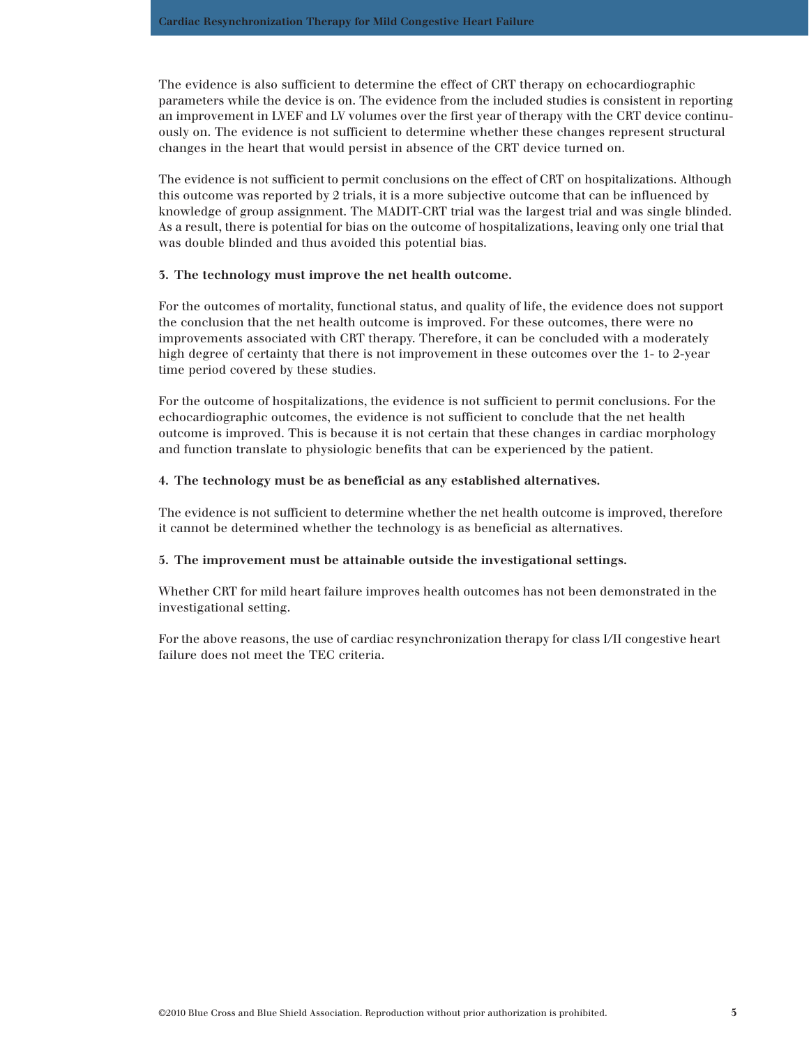The evidence is also sufficient to determine the effect of CRT therapy on echocardiographic parameters while the device is on. The evidence from the included studies is consistent in reporting an improvement in LVEF and LV volumes over the first year of therapy with the CRT device continuously on. The evidence is not sufficient to determine whether these changes represent structural changes in the heart that would persist in absence of the CRT device turned on.

The evidence is not sufficient to permit conclusions on the effect of CRT on hospitalizations. Although this outcome was reported by 2 trials, it is a more subjective outcome that can be influenced by knowledge of group assignment. The MADIT-CRT trial was the largest trial and was single blinded. As a result, there is potential for bias on the outcome of hospitalizations, leaving only one trial that was double blinded and thus avoided this potential bias.

**3. The technology must improve the net health outcome.**

For the outcomes of mortality, functional status, and quality of life, the evidence does not support the conclusion that the net health outcome is improved. For these outcomes, there were no improvements associated with CRT therapy. Therefore, it can be concluded with a moderately high degree of certainty that there is not improvement in these outcomes over the 1- to 2-year time period covered by these studies.

For the outcome of hospitalizations, the evidence is not sufficient to permit conclusions. For the echocardiographic outcomes, the evidence is not sufficient to conclude that the net health outcome is improved. This is because it is not certain that these changes in cardiac morphology and function translate to physiologic benefits that can be experienced by the patient.

**4. The technology must be as beneficial as any established alternatives.**

The evidence is not sufficient to determine whether the net health outcome is improved, therefore it cannot be determined whether the technology is as beneficial as alternatives.

**5. The improvement must be attainable outside the investigational settings.**

Whether CRT for mild heart failure improves health outcomes has not been demonstrated in the investigational setting.

For the above reasons, the use of cardiac resynchronization therapy for class I/II congestive heart failure does not meet the TEC criteria.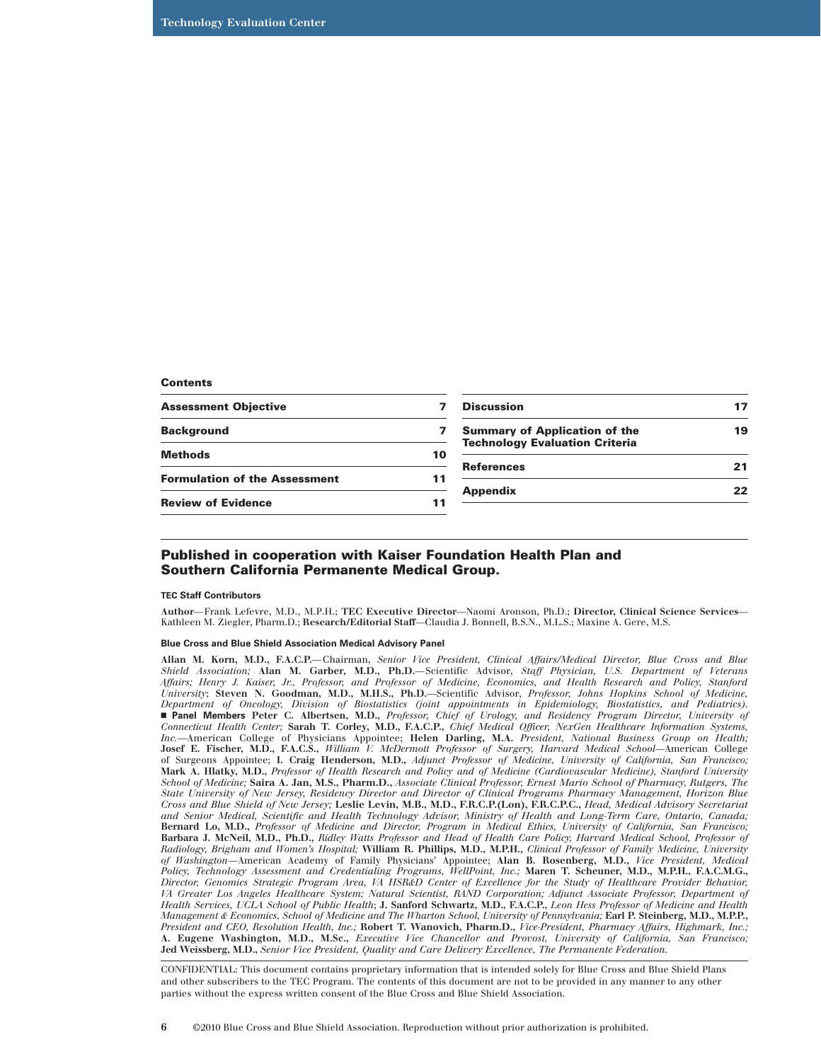## Contents

| | |
|---|---|
| **Assessment Objective** | **7** |
| **Background** | **7** |
| **Methods** | **10** |
| **Formulation of the Assessment** | **11** |
| **Review of Evidence** | **11** |
| **Discussion** | **17** |
| **Summary of Application of the Technology Evaluation Criteria** | **19** |
| **References** | **21** |
| **Appendix** | **22** |

## Published in cooperation with Kaiser Foundation Health Plan and Southern California Permanente Medical Group.

#### TEC Staff Contributors

**Author**—Frank Lefevre, M.D., M.P.H.; **TEC Executive Director**—Naomi Aronson, Ph.D.; **Director, Clinical Science Services**—Kathleen M. Ziegler, Pharm.D.; **Research/Editorial Staff**—Claudia J. Bonnell, B.S.N., M.L.S.; Maxine A. Gere, M.S.

#### Blue Cross and Blue Shield Association Medical Advisory Panel

**Allan M. Korn, M.D., F.A.C.P.**—Chairman, *Senior Vice President, Clinical Affairs/Medical Director, Blue Cross and Blue Shield Association;* **Alan M. Garber, M.D., Ph.D.**—Scientific Advisor, *Staff Physician, U.S. Department of Veterans Affairs; Henry J. Kaiser, Jr., Professor, and Professor of Medicine, Economics, and Health Research and Policy, Stanford University*; **Steven N. Goodman, M.D., M.H.S., Ph.D.**—Scientific Advisor, *Professor, Johns Hopkins School of Medicine, Department of Oncology, Division of Biostatistics (joint appointments in Epidemiology, Biostatistics, and Pediatrics).* ■ **Panel Members** **Peter C. Albertsen, M.D.,** *Professor, Chief of Urology, and Residency Program Director, University of Connecticut Health Center;* **Sarah T. Corley, M.D., F.A.C.P.,** *Chief Medical Officer, NexGen Healthcare Information Systems, Inc.*—American College of Physicians Appointee; **Helen Darling, M.A.** *President, National Business Group on Health;* **Josef E. Fischer, M.D., F.A.C.S.,** *William V. McDermott Professor of Surgery, Harvard Medical School*—American College of Surgeons Appointee; **I. Craig Henderson, M.D.,** *Adjunct Professor of Medicine, University of California, San Francisco;* **Mark A. Hlatky, M.D.,** *Professor of Health Research and Policy and of Medicine (Cardiovascular Medicine), Stanford University School of Medicine;* **Saira A. Jan, M.S., Pharm.D.,** *Associate Clinical Professor, Ernest Mario School of Pharmacy, Rutgers, The State University of New Jersey, Residency Director and Director of Clinical Programs Pharmacy Management, Horizon Blue Cross and Blue Shield of New Jersey;* **Leslie Levin, MB., M.D., F.R.C.P.(Lon), F.R.C.P.C.,** *Head, Medical Advisory Secretariat and Senior Medical, Scientific and Health Technology Advisor, Ministry of Health and Long-Term Care, Ontario, Canada;* **Bernard Lo, M.D.,** *Professor of Medicine and Director, Program in Medical Ethics, University of California, San Francisco;* **Barbara J. McNeil, M.D., Ph.D.,** *Ridley Watts Professor and Head of Health Care Policy, Harvard Medical School, Professor of Radiology, Brigham and Women's Hospital;* **William R. Phillips, M.D., M.P.H.,** *Clinical Professor of Family Medicine, University of Washington*—American Academy of Family Physicians' Appointee; **Alan B. Rosenberg, M.D.,** *Vice President, Medical Policy, Technology Assessment and Credentialing Programs, WellPoint, Inc.;* **Maren T. Scheuner, M.D., M.P.H., F.A.C.M.G.,** *Director, Genomics Strategic Program Area, VA HSR&D Center of Excellence for the Study of Healthcare Provider Behavior, VA Greater Los Angeles Healthcare System; Natural Scientist, RAND Corporation; Adjunct Associate Professor, Department of Health Services, UCLA School of Public Health*; **J. Sanford Schwartz, M.D., F.A.C.P.,** *Leon Hess Professor of Medicine and Health Management & Economics, School of Medicine and The Wharton School, University of Pennsylvania;* **Earl P. Steinberg, M.D., M.P.P.,** *President and CEO, Resolution Health, Inc.;* **Robert T. Wanovich, Pharm.D.,** *Vice-President, Pharmacy Affairs, Highmark, Inc.;* **A. Eugene Washington, M.D., M.Sc.,** *Executive Vice Chancellor and Provost, University of California, San Francisco;* **Jed Weissberg, M.D.,** *Senior Vice President, Quality and Care Delivery Excellence, The Permanente Federation.*

CONFIDENTIAL: This document contains proprietary information that is intended solely for Blue Cross and Blue Shield Plans and other subscribers to the TEC Program. The contents of this document are not to be provided in any manner to any other parties without the express written consent of the Blue Cross and Blue Shield Association.

©2010 Blue Cross and Blue Shield Association. Reproduction without prior authorization is prohibited.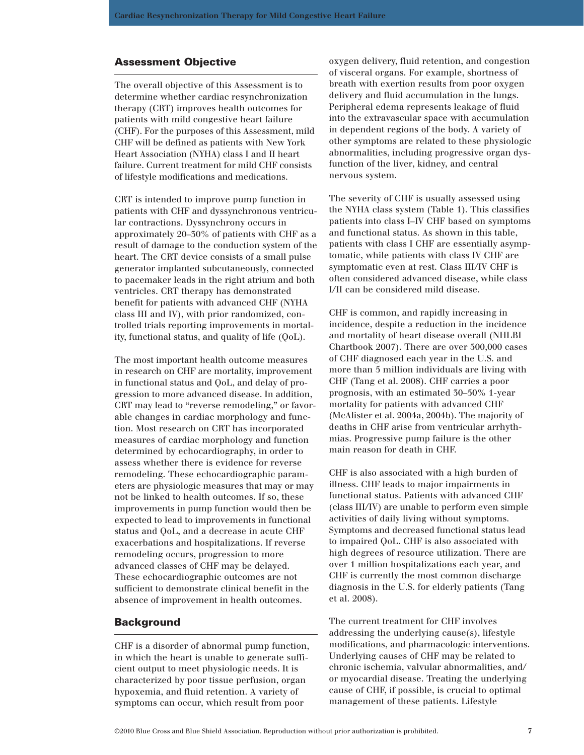## Assessment Objective

The overall objective of this Assessment is to determine whether cardiac resynchronization therapy (CRT) improves health outcomes for patients with mild congestive heart failure (CHF). For the purposes of this Assessment, mild CHF will be defined as patients with New York Heart Association (NYHA) class I and II heart failure. Current treatment for mild CHF consists of lifestyle modifications and medications.

CRT is intended to improve pump function in patients with CHF and dyssynchronous ventricular contractions. Dyssynchrony occurs in approximately 20–30% of patients with CHF as a result of damage to the conduction system of the heart. The CRT device consists of a small pulse generator implanted subcutaneously, connected to pacemaker leads in the right atrium and both ventricles. CRT therapy has demonstrated benefit for patients with advanced CHF (NYHA class III and IV), with prior randomized, controlled trials reporting improvements in mortality, functional status, and quality of life (QoL).

The most important health outcome measures in research on CHF are mortality, improvement in functional status and QoL, and delay of progression to more advanced disease. In addition, CRT may lead to "reverse remodeling," or favorable changes in cardiac morphology and function. Most research on CRT has incorporated measures of cardiac morphology and function determined by echocardiography, in order to assess whether there is evidence for reverse remodeling. These echocardiographic parameters are physiologic measures that may or may not be linked to health outcomes. If so, these improvements in pump function would then be expected to lead to improvements in functional status and QoL, and a decrease in acute CHF exacerbations and hospitalizations. If reverse remodeling occurs, progression to more advanced classes of CHF may be delayed. These echocardiographic outcomes are not sufficient to demonstrate clinical benefit in the absence of improvement in health outcomes.

## Background

CHF is a disorder of abnormal pump function, in which the heart is unable to generate sufficient output to meet physiologic needs. It is characterized by poor tissue perfusion, organ hypoxemia, and fluid retention. A variety of symptoms can occur, which result from poor oxygen delivery, fluid retention, and congestion of visceral organs. For example, shortness of breath with exertion results from poor oxygen delivery and fluid accumulation in the lungs. Peripheral edema represents leakage of fluid into the extravascular space with accumulation in dependent regions of the body. A variety of other symptoms are related to these physiologic abnormalities, including progressive organ dysfunction of the liver, kidney, and central nervous system.

The severity of CHF is usually assessed using the NYHA class system (Table 1). This classifies patients into class I–IV CHF based on symptoms and functional status. As shown in this table, patients with class I CHF are essentially asymptomatic, while patients with class IV CHF are symptomatic even at rest. Class III/IV CHF is often considered advanced disease, while class I/II can be considered mild disease.

CHF is common, and rapidly increasing in incidence, despite a reduction in the incidence and mortality of heart disease overall (NHLBI Chartbook 2007). There are over 500,000 cases of CHF diagnosed each year in the U.S. and more than 5 million individuals are living with CHF (Tang et al. 2008). CHF carries a poor prognosis, with an estimated 30–50% 1-year mortality for patients with advanced CHF (McAlister et al. 2004a, 2004b). The majority of deaths in CHF arise from ventricular arrhythmias. Progressive pump failure is the other main reason for death in CHF.

CHF is also associated with a high burden of illness. CHF leads to major impairments in functional status. Patients with advanced CHF (class III/IV) are unable to perform even simple activities of daily living without symptoms. Symptoms and decreased functional status lead to impaired QoL. CHF is also associated with high degrees of resource utilization. There are over 1 million hospitalizations each year, and CHF is currently the most common discharge diagnosis in the U.S. for elderly patients (Tang et al. 2008).

The current treatment for CHF involves addressing the underlying cause(s), lifestyle modifications, and pharmacologic interventions. Underlying causes of CHF may be related to chronic ischemia, valvular abnormalities, and/or myocardial disease. Treating the underlying cause of CHF, if possible, is crucial to optimal management of these patients. Lifestyle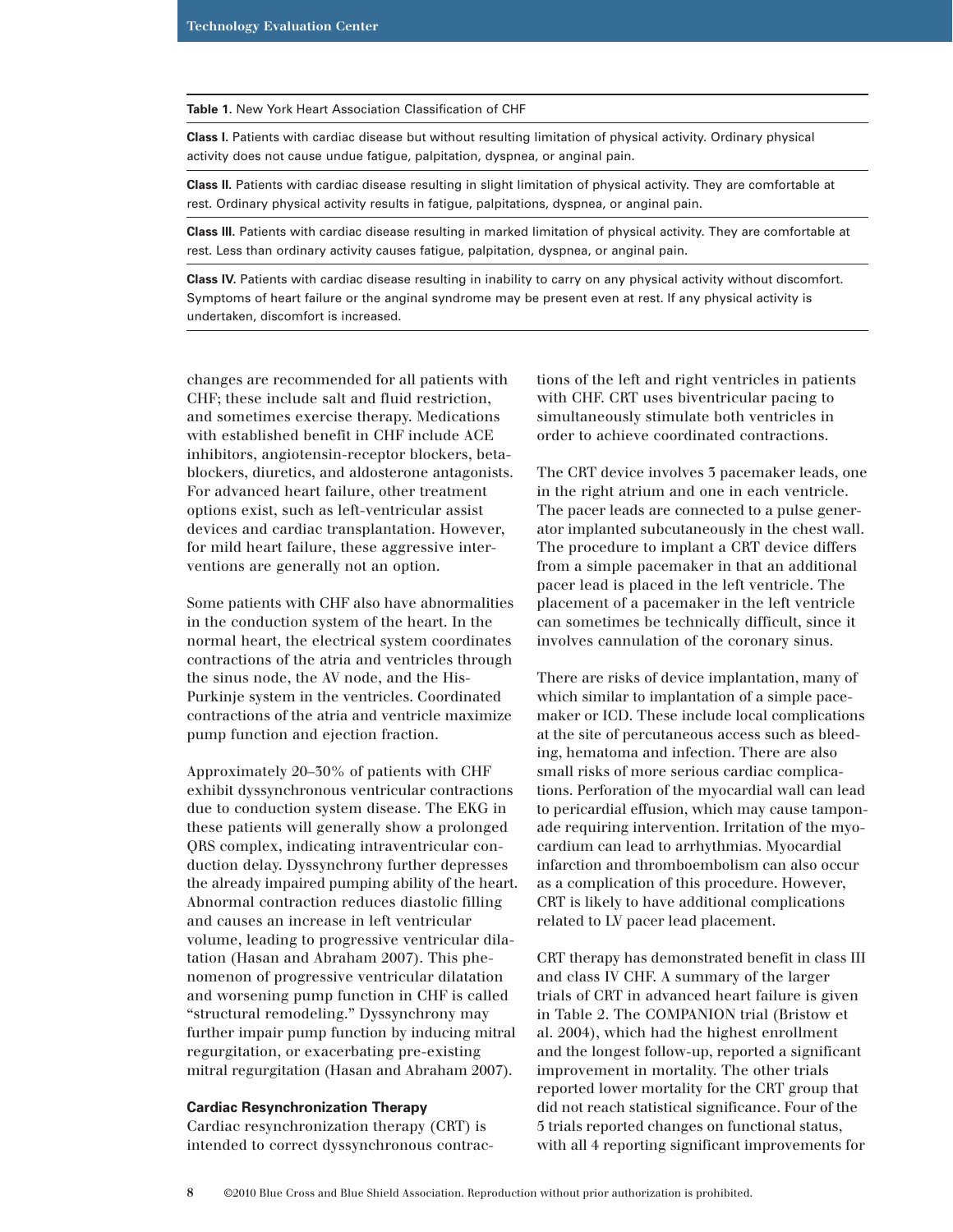**Table 1.** New York Heart Association Classification of CHF

| |
|---|
| **Class I.** Patients with cardiac disease but without resulting limitation of physical activity. Ordinary physical activity does not cause undue fatigue, palpitation, dyspnea, or anginal pain. |
| **Class II.** Patients with cardiac disease resulting in slight limitation of physical activity. They are comfortable at rest. Ordinary physical activity results in fatigue, palpitations, dyspnea, or anginal pain. |
| **Class III.** Patients with cardiac disease resulting in marked limitation of physical activity. They are comfortable at rest. Less than ordinary activity causes fatigue, palpitation, dyspnea, or anginal pain. |
| **Class IV.** Patients with cardiac disease resulting in inability to carry on any physical activity without discomfort. Symptoms of heart failure or the anginal syndrome may be present even at rest. If any physical activity is undertaken, discomfort is increased. |

changes are recommended for all patients with CHF; these include salt and fluid restriction, and sometimes exercise therapy. Medications with established benefit in CHF include ACE inhibitors, angiotensin-receptor blockers, beta-blockers, diuretics, and aldosterone antagonists. For advanced heart failure, other treatment options exist, such as left-ventricular assist devices and cardiac transplantation. However, for mild heart failure, these aggressive interventions are generally not an option.

Some patients with CHF also have abnormalities in the conduction system of the heart. In the normal heart, the electrical system coordinates contractions of the atria and ventricles through the sinus node, the AV node, and the His-Purkinje system in the ventricles. Coordinated contractions of the atria and ventricle maximize pump function and ejection fraction.

Approximately 20–30% of patients with CHF exhibit dyssynchronous ventricular contractions due to conduction system disease. The EKG in these patients will generally show a prolonged QRS complex, indicating intraventricular conduction delay. Dyssynchrony further depresses the already impaired pumping ability of the heart. Abnormal contraction reduces diastolic filling and causes an increase in left ventricular volume, leading to progressive ventricular dilatation (Hasan and Abraham 2007). This phenomenon of progressive ventricular dilatation and worsening pump function in CHF is called "structural remodeling." Dyssynchrony may further impair pump function by inducing mitral regurgitation, or exacerbating pre-existing mitral regurgitation (Hasan and Abraham 2007).

### Cardiac Resynchronization Therapy

Cardiac resynchronization therapy (CRT) is intended to correct dyssynchronous contractions of the left and right ventricles in patients with CHF. CRT uses biventricular pacing to simultaneously stimulate both ventricles in order to achieve coordinated contractions.

The CRT device involves 3 pacemaker leads, one in the right atrium and one in each ventricle. The pacer leads are connected to a pulse generator implanted subcutaneously in the chest wall. The procedure to implant a CRT device differs from a simple pacemaker in that an additional pacer lead is placed in the left ventricle. The placement of a pacemaker in the left ventricle can sometimes be technically difficult, since it involves cannulation of the coronary sinus.

There are risks of device implantation, many of which similar to implantation of a simple pacemaker or ICD. These include local complications at the site of percutaneous access such as bleeding, hematoma and infection. There are also small risks of more serious cardiac complications. Perforation of the myocardial wall can lead to pericardial effusion, which may cause tamponade requiring intervention. Irritation of the myocardium can lead to arrhythmias. Myocardial infarction and thromboembolism can also occur as a complication of this procedure. However, CRT is likely to have additional complications related to LV pacer lead placement.

CRT therapy has demonstrated benefit in class III and class IV CHF. A summary of the larger trials of CRT in advanced heart failure is given in Table 2. The COMPANION trial (Bristow et al. 2004), which had the highest enrollment and the longest follow-up, reported a significant improvement in mortality. The other trials reported lower mortality for the CRT group that did not reach statistical significance. Four of the 5 trials reported changes on functional status, with all 4 reporting significant improvements for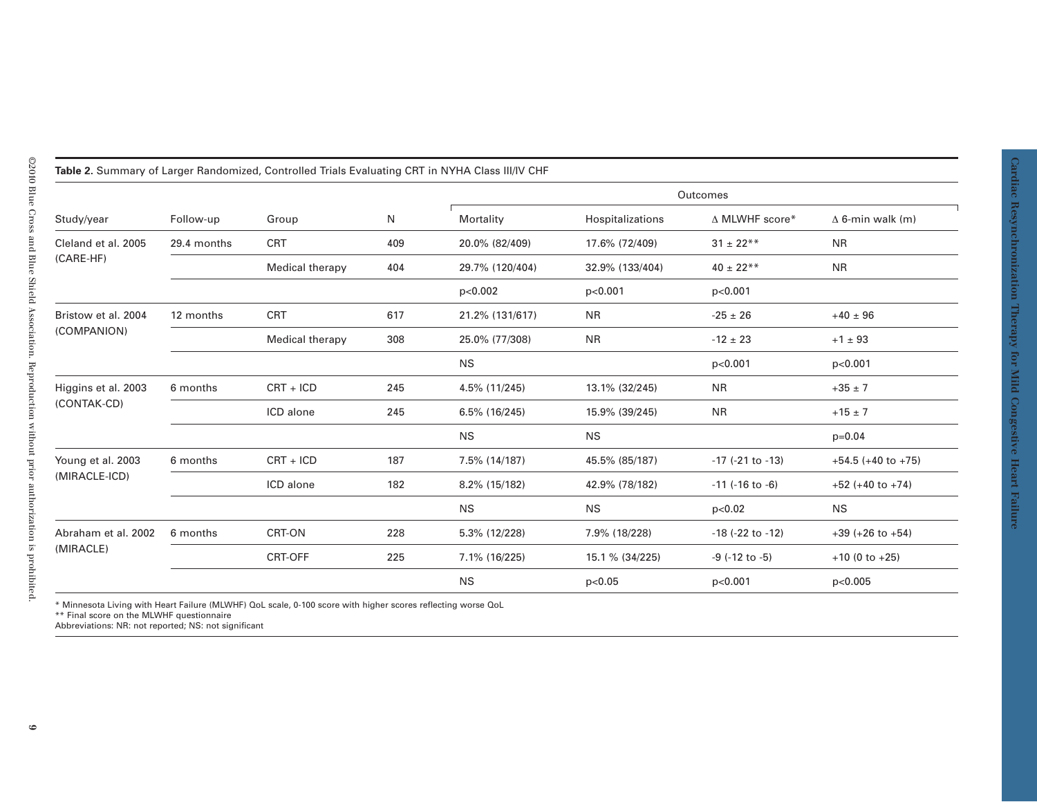**Table 2.** Summary of Larger Randomized, Controlled Trials Evaluating CRT in NYHA Class III/IV CHF

| Study/year | Follow-up | Group | N | Outcomes | | | |
|---|---|---|---|---|---|---|---|
| | | | | Mortality | Hospitalizations | Δ MLWHF score* | Δ 6-min walk (m) |
| Cleland et al. 2005 (CARE-HF) | 29.4 months | CRT | 409 | 20.0% (82/409) | 17.6% (72/409) | 31 ± 22** | NR |
| | | Medical therapy | 404 | 29.7% (120/404) | 32.9% (133/404) | 40 ± 22** | NR |
| | | | | p<0.002 | p<0.001 | p<0.001 | |
| Bristow et al. 2004 (COMPANION) | 12 months | CRT | 617 | 21.2% (131/617) | NR | -25 ± 26 | +40 ± 96 |
| | | Medical therapy | 308 | 25.0% (77/308) | NR | -12 ± 23 | +1 ± 93 |
| | | | | NS | | p<0.001 | p<0.001 |
| Higgins et al. 2003 (CONTAK-CD) | 6 months | CRT + ICD | 245 | 4.5% (11/245) | 13.1% (32/245) | NR | +35 ± 7 |
| | | ICD alone | 245 | 6.5% (16/245) | 15.9% (39/245) | NR | +15 ± 7 |
| | | | | NS | NS | | p=0.04 |
| Young et al. 2003 (MIRACLE-ICD) | 6 months | CRT + ICD | 187 | 7.5% (14/187) | 45.5% (85/187) | -17 (-21 to -13) | +54.5 (+40 to +75) |
| | | ICD alone | 182 | 8.2% (15/182) | 42.9% (78/182) | -11 (-16 to -6) | +52 (+40 to +74) |
| | | | | NS | NS | p<0.02 | NS |
| Abraham et al. 2002 (MIRACLE) | 6 months | CRT-ON | 228 | 5.3% (12/228) | 7.9% (18/228) | -18 (-22 to -12) | +39 (+26 to +54) |
| | | CRT-OFF | 225 | 7.1% (16/225) | 15.1 % (34/225) | -9 (-12 to -5) | +10 (0 to +25) |
| | | | | NS | p<0.05 | p<0.001 | p<0.005 |

* Minnesota Living with Heart Failure (MLWHF) QoL scale, 0-100 score with higher scores reflecting worse QoL
** Final score on the MLWHF questionnaire
Abbreviations: NR: not reported; NS: not significant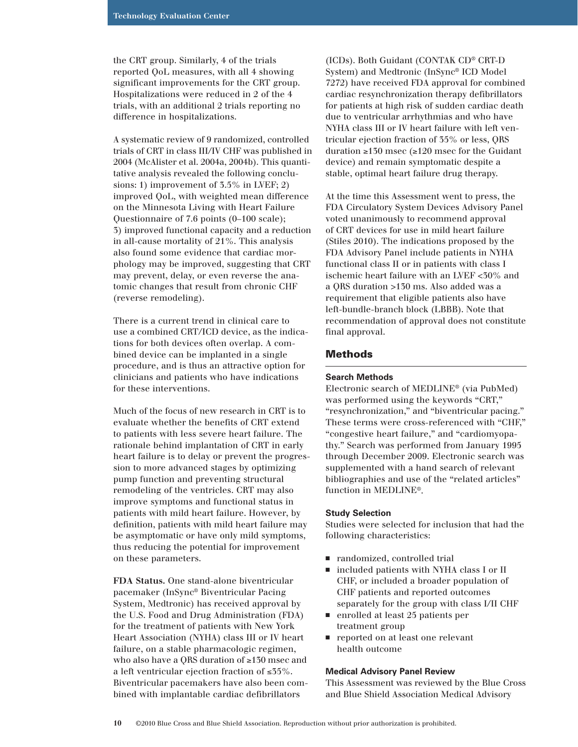the CRT group. Similarly, 4 of the trials reported QoL measures, with all 4 showing significant improvements for the CRT group. Hospitalizations were reduced in 2 of the 4 trials, with an additional 2 trials reporting no difference in hospitalizations.

A systematic review of 9 randomized, controlled trials of CRT in class III/IV CHF was published in 2004 (McAlister et al. 2004a, 2004b). This quantitative analysis revealed the following conclusions: 1) improvement of 3.5% in LVEF; 2) improved QoL, with weighted mean difference on the Minnesota Living with Heart Failure Questionnaire of 7.6 points (0–100 scale); 3) improved functional capacity and a reduction in all-cause mortality of 21%. This analysis also found some evidence that cardiac morphology may be improved, suggesting that CRT may prevent, delay, or even reverse the anatomic changes that result from chronic CHF (reverse remodeling).

There is a current trend in clinical care to use a combined CRT/ICD device, as the indications for both devices often overlap. A combined device can be implanted in a single procedure, and is thus an attractive option for clinicians and patients who have indications for these interventions.

Much of the focus of new research in CRT is to evaluate whether the benefits of CRT extend to patients with less severe heart failure. The rationale behind implantation of CRT in early heart failure is to delay or prevent the progression to more advanced stages by optimizing pump function and preventing structural remodeling of the ventricles. CRT may also improve symptoms and functional status in patients with mild heart failure. However, by definition, patients with mild heart failure may be asymptomatic or have only mild symptoms, thus reducing the potential for improvement on these parameters.

**FDA Status.** One stand-alone biventricular pacemaker (InSync® Biventricular Pacing System, Medtronic) has received approval by the U.S. Food and Drug Administration (FDA) for the treatment of patients with New York Heart Association (NYHA) class III or IV heart failure, on a stable pharmacologic regimen, who also have a QRS duration of ≥130 msec and a left ventricular ejection fraction of ≤35%. Biventricular pacemakers have also been combined with implantable cardiac defibrillators (ICDs). Both Guidant (CONTAK CD® CRT-D System) and Medtronic (InSync® ICD Model 7272) have received FDA approval for combined cardiac resynchronization therapy defibrillators for patients at high risk of sudden cardiac death due to ventricular arrhythmias and who have NYHA class III or IV heart failure with left ventricular ejection fraction of 35% or less, QRS duration ≥130 msec (≥120 msec for the Guidant device) and remain symptomatic despite a stable, optimal heart failure drug therapy.

At the time this Assessment went to press, the FDA Circulatory System Devices Advisory Panel voted unanimously to recommend approval of CRT devices for use in mild heart failure (Stiles 2010). The indications proposed by the FDA Advisory Panel include patients in NYHA functional class II or in patients with class I ischemic heart failure with an LVEF <30% and a QRS duration >130 ms. Also added was a requirement that eligible patients also have left-bundle-branch block (LBBB). Note that recommendation of approval does not constitute final approval.

## Methods

### Search Methods

Electronic search of MEDLINE® (via PubMed) was performed using the keywords "CRT," "resynchronization," and "biventricular pacing." These terms were cross-referenced with "CHF," "congestive heart failure," and "cardiomyopathy." Search was performed from January 1995 through December 2009. Electronic search was supplemented with a hand search of relevant bibliographies and use of the "related articles" function in MEDLINE®.

### Study Selection

Studies were selected for inclusion that had the following characteristics:

- randomized, controlled trial
- included patients with NYHA class I or II CHF, or included a broader population of CHF patients and reported outcomes separately for the group with class I/II CHF
- enrolled at least 25 patients per treatment group
- reported on at least one relevant health outcome

### Medical Advisory Panel Review

This Assessment was reviewed by the Blue Cross and Blue Shield Association Medical Advisory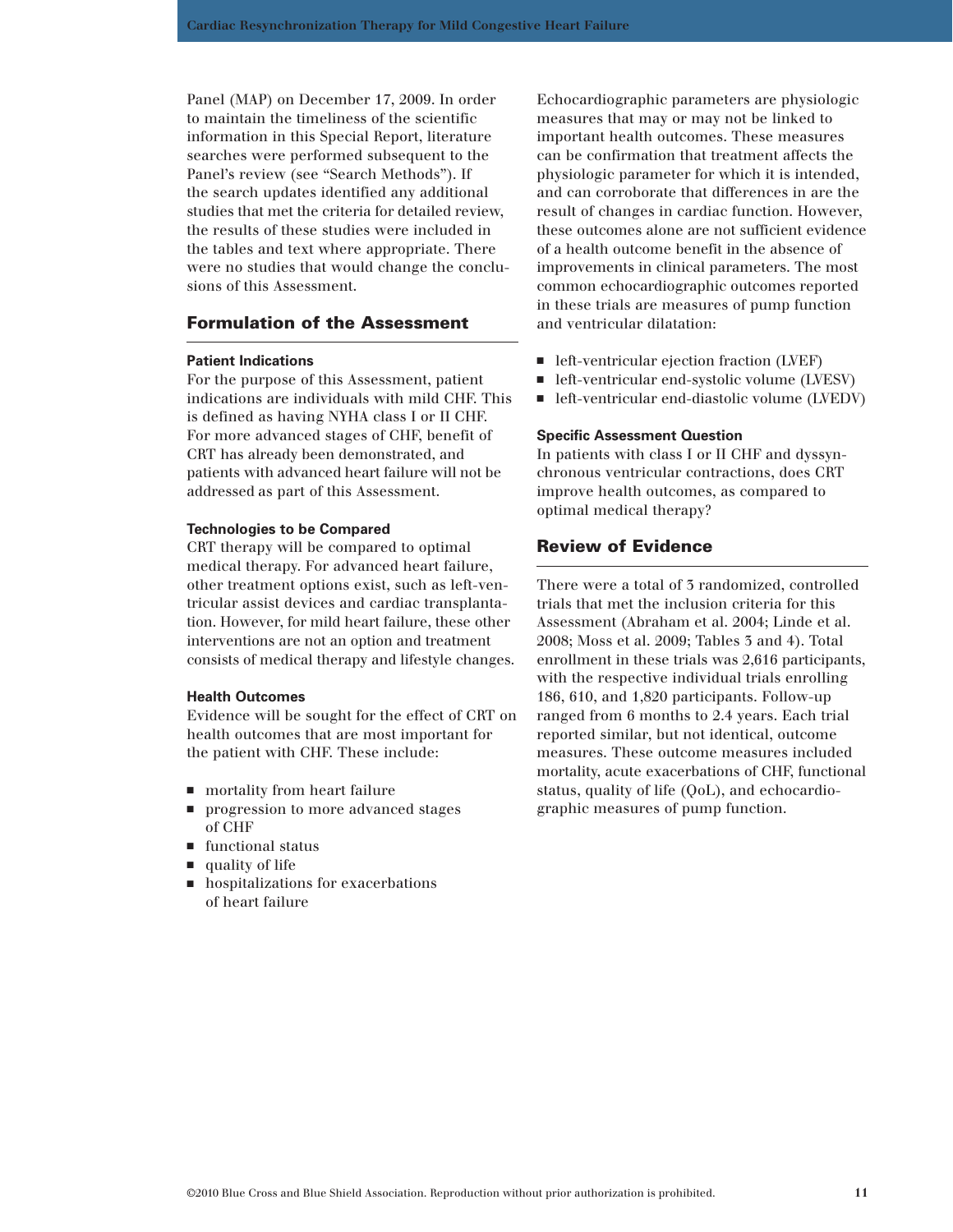Panel (MAP) on December 17, 2009. In order to maintain the timeliness of the scientific information in this Special Report, literature searches were performed subsequent to the Panel's review (see "Search Methods"). If the search updates identified any additional studies that met the criteria for detailed review, the results of these studies were included in the tables and text where appropriate. There were no studies that would change the conclusions of this Assessment.

## Formulation of the Assessment

### Patient Indications

For the purpose of this Assessment, patient indications are individuals with mild CHF. This is defined as having NYHA class I or II CHF. For more advanced stages of CHF, benefit of CRT has already been demonstrated, and patients with advanced heart failure will not be addressed as part of this Assessment.

### Technologies to be Compared

CRT therapy will be compared to optimal medical therapy. For advanced heart failure, other treatment options exist, such as left-ventricular assist devices and cardiac transplantation. However, for mild heart failure, these other interventions are not an option and treatment consists of medical therapy and lifestyle changes.

### Health Outcomes

Evidence will be sought for the effect of CRT on health outcomes that are most important for the patient with CHF. These include:

- mortality from heart failure
- progression to more advanced stages of CHF
- functional status
- quality of life
- hospitalizations for exacerbations of heart failure

Echocardiographic parameters are physiologic measures that may or may not be linked to important health outcomes. These measures can be confirmation that treatment affects the physiologic parameter for which it is intended, and can corroborate that differences in are the result of changes in cardiac function. However, these outcomes alone are not sufficient evidence of a health outcome benefit in the absence of improvements in clinical parameters. The most common echocardiographic outcomes reported in these trials are measures of pump function and ventricular dilatation:

- left-ventricular ejection fraction (LVEF)
- left-ventricular end-systolic volume (LVESV)
- left-ventricular end-diastolic volume (LVEDV)

### Specific Assessment Question

In patients with class I or II CHF and dyssynchronous ventricular contractions, does CRT improve health outcomes, as compared to optimal medical therapy?

## Review of Evidence

There were a total of 3 randomized, controlled trials that met the inclusion criteria for this Assessment (Abraham et al. 2004; Linde et al. 2008; Moss et al. 2009; Tables 3 and 4). Total enrollment in these trials was 2,616 participants, with the respective individual trials enrolling 186, 610, and 1,820 participants. Follow-up ranged from 6 months to 2.4 years. Each trial reported similar, but not identical, outcome measures. These outcome measures included mortality, acute exacerbations of CHF, functional status, quality of life (QoL), and echocardiographic measures of pump function.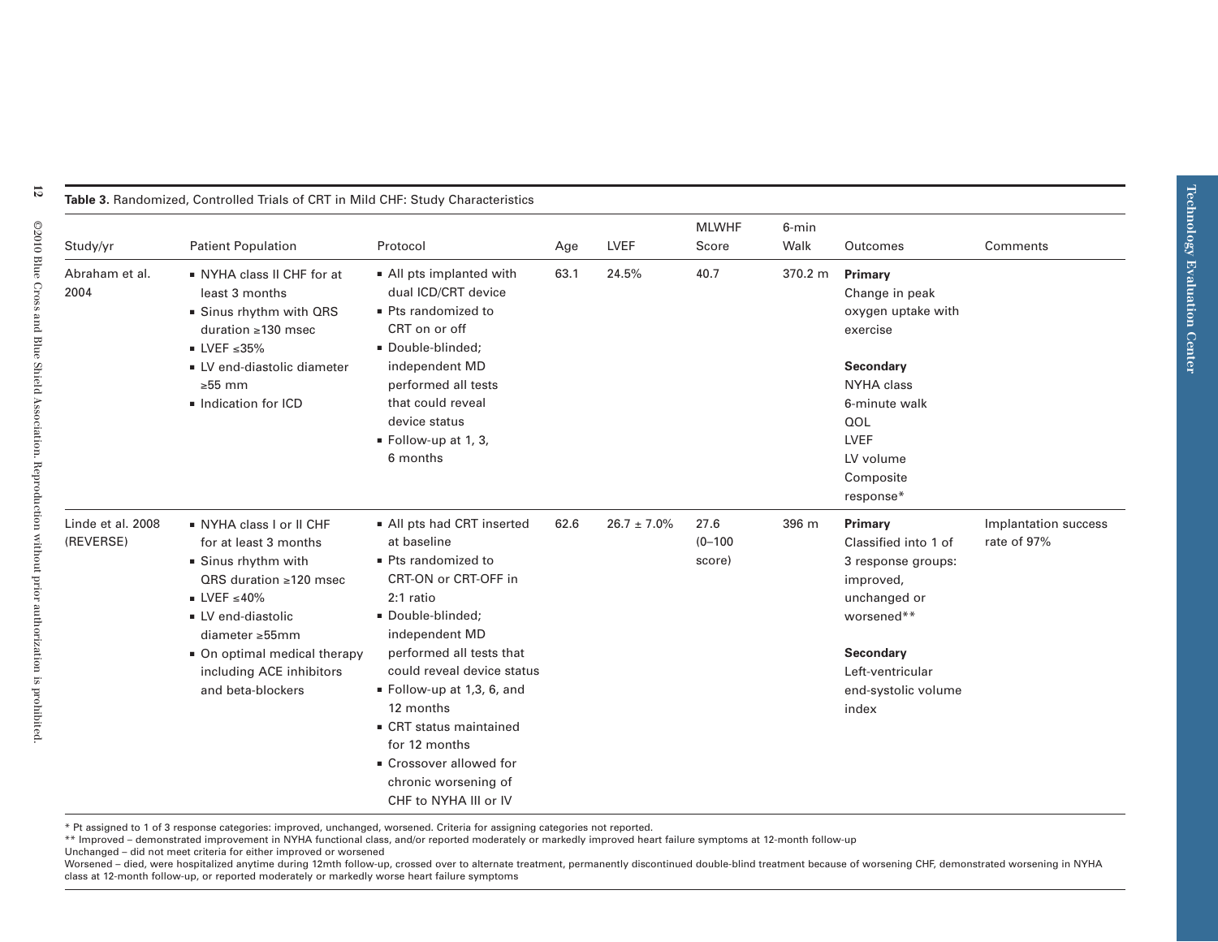**Table 3.** Randomized, Controlled Trials of CRT in Mild CHF: Study Characteristics

| Study/yr | Patient Population | Protocol | Age | LVEF | MLWHF Score | 6-min Walk | Outcomes | Comments |
|---|---|---|---|---|---|---|---|---|
| Abraham et al. 2004 | ▪ NYHA class II CHF for at least 3 months<br>▪ Sinus rhythm with QRS duration ≥130 msec<br>▪ LVEF ≤35%<br>▪ LV end-diastolic diameter ≥55 mm<br>▪ Indication for ICD | ▪ All pts implanted with dual ICD/CRT device<br>▪ Pts randomized to CRT on or off<br>▪ Double-blinded; independent MD performed all tests that could reveal device status<br>▪ Follow-up at 1, 3, 6 months | 63.1 | 24.5% | 40.7 | 370.2 m | **Primary**<br>Change in peak oxygen uptake with exercise<br><br>**Secondary**<br>NYHA class<br>6-minute walk<br>QOL<br>LVEF<br>LV volume<br>Composite response* | |
| Linde et al. 2008 (REVERSE) | ▪ NYHA class I or II CHF for at least 3 months<br>▪ Sinus rhythm with QRS duration ≥120 msec<br>▪ LVEF ≤40%<br>▪ LV end-diastolic diameter ≥55mm<br>▪ On optimal medical therapy including ACE inhibitors and beta-blockers | ▪ All pts had CRT inserted at baseline<br>▪ Pts randomized to CRT-ON or CRT-OFF in 2:1 ratio<br>▪ Double-blinded; independent MD performed all tests that could reveal device status<br>▪ Follow-up at 1,3, 6, and 12 months<br>▪ CRT status maintained for 12 months<br>▪ Crossover allowed for chronic worsening of CHF to NYHA III or IV | 62.6 | 26.7 ± 7.0% | 27.6 (0–100 score) | 396 m | **Primary**<br>Classified into 1 of 3 response groups: improved, unchanged or worsened**<br><br>**Secondary**<br>Left-ventricular end-systolic volume index | Implantation success rate of 97% |

* Pt assigned to 1 of 3 response categories: improved, unchanged, worsened. Criteria for assigning categories not reported.

** Improved – demonstrated improvement in NYHA functional class, and/or reported moderately or markedly improved heart failure symptoms at 12-month follow-up

Unchanged – did not meet criteria for either improved or worsened

Worsened – died, were hospitalized anytime during 12mth follow-up, crossed over to alternate treatment, permanently discontinued double-blind treatment because of worsening CHF, demonstrated worsening in NYHA class at 12-month follow-up, or reported moderately or markedly worse heart failure symptoms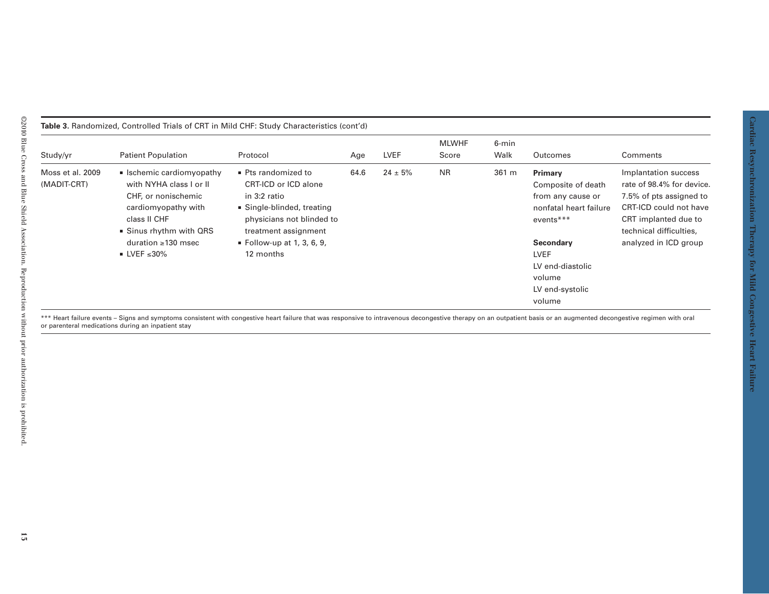**Table 3.** Randomized, Controlled Trials of CRT in Mild CHF: Study Characteristics (cont'd)

| Study/yr | Patient Population | Protocol | Age | LVEF | MLWHF Score | 6-min Walk | Outcomes | Comments |
|---|---|---|---|---|---|---|---|---|
| Moss et al. 2009 (MADIT-CRT) | ▪ Ischemic cardiomyopathy with NYHA class I or II CHF, or nonischemic cardiomyopathy with class II CHF<br>▪ Sinus rhythm with QRS duration ≥130 msec<br>▪ LVEF ≤30% | ▪ Pts randomized to CRT-ICD or ICD alone in 3:2 ratio<br>▪ Single-blinded, treating physicians not blinded to treatment assignment<br>▪ Follow-up at 1, 3, 6, 9, 12 months | 64.6 | 24 ± 5% | NR | 361 m | **Primary**<br>Composite of death from any cause or nonfatal heart failure events***<br><br>**Secondary**<br>LVEF<br>LV end-diastolic volume<br>LV end-systolic volume | Implantation success rate of 98.4% for device. 7.5% of pts assigned to CRT-ICD could not have CRT implanted due to technical difficulties, analyzed in ICD group |

*** Heart failure events – Signs and symptoms consistent with congestive heart failure that was responsive to intravenous decongestive therapy on an outpatient basis or an augmented decongestive regimen with oral or parenteral medications during an inpatient stay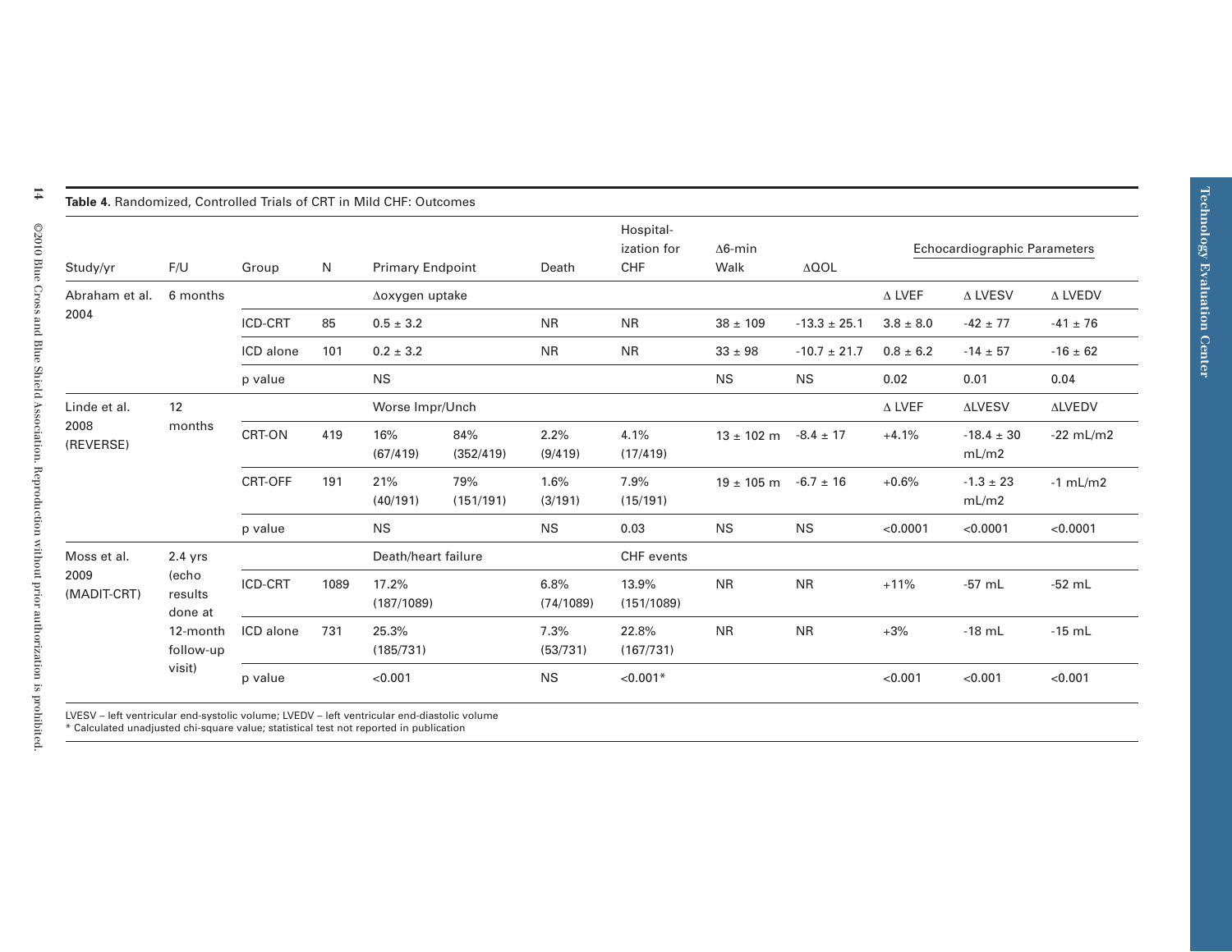**Table 4.** Randomized, Controlled Trials of CRT in Mild CHF: Outcomes

| Study/yr | F/U | Group | N | Primary Endpoint | | Death | Hospital-ization for CHF | Δ6-min Walk | ΔQOL | Echocardiographic Parameters | | |
|---|---|---|---|---|---|---|---|---|---|---|---|---|
| Abraham et al. 2004 | 6 months | | | Δoxygen uptake | | | | | | Δ LVEF | Δ LVESV | Δ LVEDV |
| | | ICD-CRT | 85 | 0.5 ± 3.2 | | NR | NR | 38 ± 109 | -13.3 ± 25.1 | 3.8 ± 8.0 | -42 ± 77 | -41 ± 76 |
| | | ICD alone | 101 | 0.2 ± 3.2 | | NR | NR | 33 ± 98 | -10.7 ± 21.7 | 0.8 ± 6.2 | -14 ± 57 | -16 ± 62 |
| | | p value | | NS | | | | NS | NS | 0.02 | 0.01 | 0.04 |
| Linde et al. 2008 (REVERSE) | 12 months | | | Worse Impr/Unch | | | | | | Δ LVEF | ΔLVESV | ΔLVEDV |
| | | CRT-ON | 419 | 16% (67/419) | 84% (352/419) | 2.2% (9/419) | 4.1% (17/419) | 13 ± 102 m | -8.4 ± 17 | +4.1% | -18.4 ± 30 mL/m2 | -22 mL/m2 |
| | | CRT-OFF | 191 | 21% (40/191) | 79% (151/191) | 1.6% (3/191) | 7.9% (15/191) | 19 ± 105 m | -6.7 ± 16 | +0.6% | -1.3 ± 23 mL/m2 | -1 mL/m2 |
| | | p value | | NS | | NS | 0.03 | NS | NS | <0.0001 | <0.0001 | <0.0001 |
| Moss et al. 2009 (MADIT-CRT) | 2.4 yrs (echo results done at 12-month follow-up visit) | | | Death/heart failure | | | CHF events | | | | | |
| | | ICD-CRT | 1089 | 17.2% (187/1089) | | 6.8% (74/1089) | 13.9% (151/1089) | NR | NR | +11% | -57 mL | -52 mL |
| | | ICD alone | 731 | 25.3% (185/731) | | 7.3% (53/731) | 22.8% (167/731) | NR | NR | +3% | -18 mL | -15 mL |
| | | p value | | <0.001 | | NS | <0.001* | | | <0.001 | <0.001 | <0.001 |

LVESV – left ventricular end-systolic volume; LVEDV – left ventricular end-diastolic volume
* Calculated unadjusted chi-square value; statistical test not reported in publication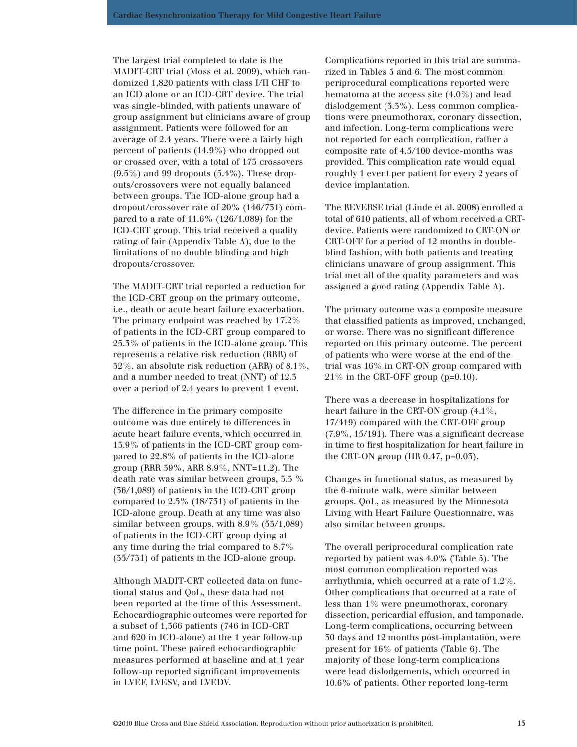The largest trial completed to date is the MADIT-CRT trial (Moss et al. 2009), which randomized 1,820 patients with class I/II CHF to an ICD alone or an ICD-CRT device. The trial was single-blinded, with patients unaware of group assignment but clinicians aware of group assignment. Patients were followed for an average of 2.4 years. There were a fairly high percent of patients (14.9%) who dropped out or crossed over, with a total of 173 crossovers (9.5%) and 99 dropouts (5.4%). These dropouts/crossovers were not equally balanced between groups. The ICD-alone group had a dropout/crossover rate of 20% (146/731) compared to a rate of 11.6% (126/1,089) for the ICD-CRT group. This trial received a quality rating of fair (Appendix Table A), due to the limitations of no double blinding and high dropouts/crossover.

The MADIT-CRT trial reported a reduction for the ICD-CRT group on the primary outcome, i.e., death or acute heart failure exacerbation. The primary endpoint was reached by 17.2% of patients in the ICD-CRT group compared to 25.3% of patients in the ICD-alone group. This represents a relative risk reduction (RRR) of 32%, an absolute risk reduction (ARR) of 8.1%, and a number needed to treat (NNT) of 12.3 over a period of 2.4 years to prevent 1 event.

The difference in the primary composite outcome was due entirely to differences in acute heart failure events, which occurred in 13.9% of patients in the ICD-CRT group compared to 22.8% of patients in the ICD-alone group (RRR 39%, ARR 8.9%, NNT=11.2). The death rate was similar between groups, 3.3 % (36/1,089) of patients in the ICD-CRT group compared to 2.5% (18/731) of patients in the ICD-alone group. Death at any time was also similar between groups, with 8.9% (53/1,089) of patients in the ICD-CRT group dying at any time during the trial compared to 8.7% (33/731) of patients in the ICD-alone group.

Although MADIT-CRT collected data on functional status and QoL, these data had not been reported at the time of this Assessment. Echocardiographic outcomes were reported for a subset of 1,366 patients (746 in ICD-CRT and 620 in ICD-alone) at the 1 year follow-up time point. These paired echocardiographic measures performed at baseline and at 1 year follow-up reported significant improvements in LVEF, LVESV, and LVEDV.

Complications reported in this trial are summarized in Tables 5 and 6. The most common periprocedural complications reported were hematoma at the access site (4.0%) and lead dislodgement (3.3%). Less common complications were pneumothorax, coronary dissection, and infection. Long-term complications were not reported for each complication, rather a composite rate of 4.5/100 device-months was provided. This complication rate would equal roughly 1 event per patient for every 2 years of device implantation.

The REVERSE trial (Linde et al. 2008) enrolled a total of 610 patients, all of whom received a CRT-device. Patients were randomized to CRT-ON or CRT-OFF for a period of 12 months in double-blind fashion, with both patients and treating clinicians unaware of group assignment. This trial met all of the quality parameters and was assigned a good rating (Appendix Table A).

The primary outcome was a composite measure that classified patients as improved, unchanged, or worse. There was no significant difference reported on this primary outcome. The percent of patients who were worse at the end of the trial was 16% in CRT-ON group compared with 21% in the CRT-OFF group (p=0.10).

There was a decrease in hospitalizations for heart failure in the CRT-ON group (4.1%, 17/419) compared with the CRT-OFF group (7.9%, 15/191). There was a significant decrease in time to first hospitalization for heart failure in the CRT-ON group (HR 0.47, p=0.03).

Changes in functional status, as measured by the 6-minute walk, were similar between groups. QoL, as measured by the Minnesota Living with Heart Failure Questionnaire, was also similar between groups.

The overall periprocedural complication rate reported by patient was 4.0% (Table 5). The most common complication reported was arrhythmia, which occurred at a rate of 1.2%. Other complications that occurred at a rate of less than 1% were pneumothorax, coronary dissection, pericardial effusion, and tamponade. Long-term complications, occurring between 30 days and 12 months post-implantation, were present for 16% of patients (Table 6). The majority of these long-term complications were lead dislodgements, which occurred in 10.6% of patients. Other reported long-term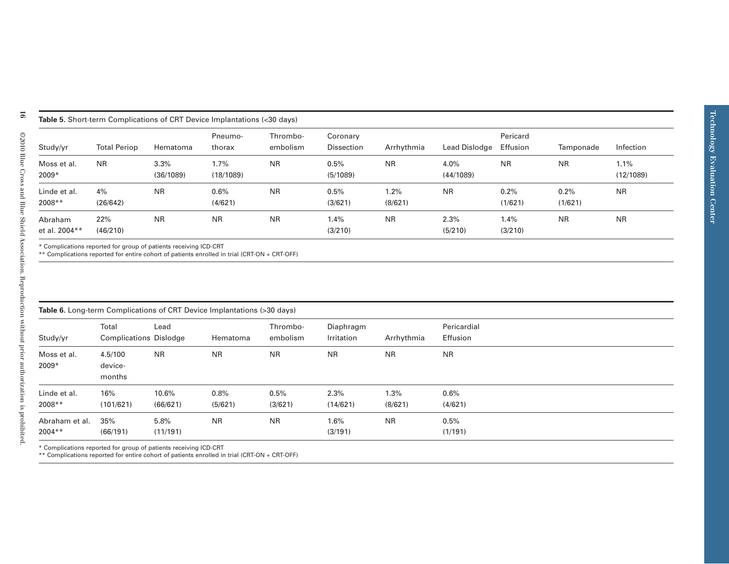**Table 5.** Short-term Complications of CRT Device Implantations (<30 days)

| Study/yr | Total Periop | Hematoma | Pneumo-thorax | Thrombo-embolism | Coronary Dissection | Arrhythmia | Lead Dislodge | Pericard Effusion | Tamponade | Infection |
|---|---|---|---|---|---|---|---|---|---|---|
| Moss et al. 2009* | NR | 3.3% (36/1089) | 1.7% (18/1089) | NR | 0.5% (5/1089) | NR | 4.0% (44/1089) | NR | NR | 1.1% (12/1089) |
| Linde et al. 2008** | 4% (26/642) | NR | 0.6% (4/621) | NR | 0.5% (3/621) | 1.2% (8/621) | NR | 0.2% (1/621) | 0.2% (1/621) | NR |
| Abraham et al. 2004** | 22% (46/210) | NR | NR | NR | 1.4% (3/210) | NR | 2.3% (5/210) | 1.4% (3/210) | NR | NR |

* Complications reported for group of patients receiving ICD-CRT
** Complications reported for entire cohort of patients enrolled in trial (CRT-ON + CRT-OFF)

**Table 6.** Long-term Complications of CRT Device Implantations (>30 days)

| Study/yr | Total Complications | Lead Dislodge | Hematoma | Thrombo-embolism | Diaphragm Irritation | Arrhythmia | Pericardial Effusion |
|---|---|---|---|---|---|---|---|
| Moss et al. 2009* | 4.5/100 device-months | NR | NR | NR | NR | NR | NR |
| Linde et al. 2008** | 16% (101/621) | 10.6% (66/621) | 0.8% (5/621) | 0.5% (3/621) | 2.3% (14/621) | 1.3% (8/621) | 0.6% (4/621) |
| Abraham et al. 2004** | 35% (66/191) | 5.8% (11/191) | NR | NR | 1.6% (3/191) | NR | 0.5% (1/191) |

* Complications reported for group of patients receiving ICD-CRT
** Complications reported for entire cohort of patients enrolled in trial (CRT-ON + CRT-OFF)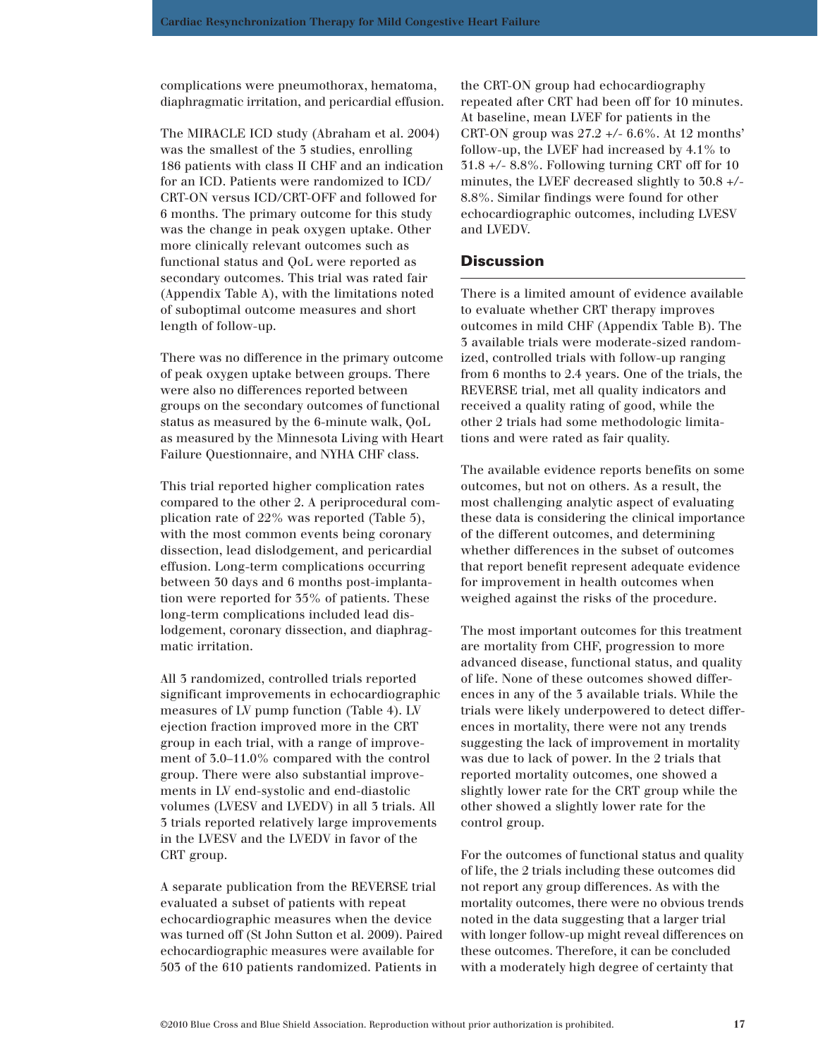complications were pneumothorax, hematoma, diaphragmatic irritation, and pericardial effusion.

The MIRACLE ICD study (Abraham et al. 2004) was the smallest of the 3 studies, enrolling 186 patients with class II CHF and an indication for an ICD. Patients were randomized to ICD/CRT-ON versus ICD/CRT-OFF and followed for 6 months. The primary outcome for this study was the change in peak oxygen uptake. Other more clinically relevant outcomes such as functional status and QoL were reported as secondary outcomes. This trial was rated fair (Appendix Table A), with the limitations noted of suboptimal outcome measures and short length of follow-up.

There was no difference in the primary outcome of peak oxygen uptake between groups. There were also no differences reported between groups on the secondary outcomes of functional status as measured by the 6-minute walk, QoL as measured by the Minnesota Living with Heart Failure Questionnaire, and NYHA CHF class.

This trial reported higher complication rates compared to the other 2. A periprocedural complication rate of 22% was reported (Table 5), with the most common events being coronary dissection, lead dislodgement, and pericardial effusion. Long-term complications occurring between 30 days and 6 months post-implantation were reported for 33% of patients. These long-term complications included lead dislodgement, coronary dissection, and diaphragmatic irritation.

All 3 randomized, controlled trials reported significant improvements in echocardiographic measures of LV pump function (Table 4). LV ejection fraction improved more in the CRT group in each trial, with a range of improvement of 3.0–11.0% compared with the control group. There were also substantial improvements in LV end-systolic and end-diastolic volumes (LVESV and LVEDV) in all 3 trials. All 3 trials reported relatively large improvements in the LVESV and the LVEDV in favor of the CRT group.

A separate publication from the REVERSE trial evaluated a subset of patients with repeat echocardiographic measures when the device was turned off (St John Sutton et al. 2009). Paired echocardiographic measures were available for 503 of the 610 patients randomized. Patients in the CRT-ON group had echocardiography repeated after CRT had been off for 10 minutes. At baseline, mean LVEF for patients in the CRT-ON group was 27.2 +/- 6.6%. At 12 months' follow-up, the LVEF had increased by 4.1% to 31.8 +/- 8.8%. Following turning CRT off for 10 minutes, the LVEF decreased slightly to 30.8 +/- 8.8%. Similar findings were found for other echocardiographic outcomes, including LVESV and LVEDV.

## Discussion

There is a limited amount of evidence available to evaluate whether CRT therapy improves outcomes in mild CHF (Appendix Table B). The 3 available trials were moderate-sized randomized, controlled trials with follow-up ranging from 6 months to 2.4 years. One of the trials, the REVERSE trial, met all quality indicators and received a quality rating of good, while the other 2 trials had some methodologic limitations and were rated as fair quality.

The available evidence reports benefits on some outcomes, but not on others. As a result, the most challenging analytic aspect of evaluating these data is considering the clinical importance of the different outcomes, and determining whether differences in the subset of outcomes that report benefit represent adequate evidence for improvement in health outcomes when weighed against the risks of the procedure.

The most important outcomes for this treatment are mortality from CHF, progression to more advanced disease, functional status, and quality of life. None of these outcomes showed differences in any of the 3 available trials. While the trials were likely underpowered to detect differences in mortality, there were not any trends suggesting the lack of improvement in mortality was due to lack of power. In the 2 trials that reported mortality outcomes, one showed a slightly lower rate for the CRT group while the other showed a slightly lower rate for the control group.

For the outcomes of functional status and quality of life, the 2 trials including these outcomes did not report any group differences. As with the mortality outcomes, there were no obvious trends noted in the data suggesting that a larger trial with longer follow-up might reveal differences on these outcomes. Therefore, it can be concluded with a moderately high degree of certainty that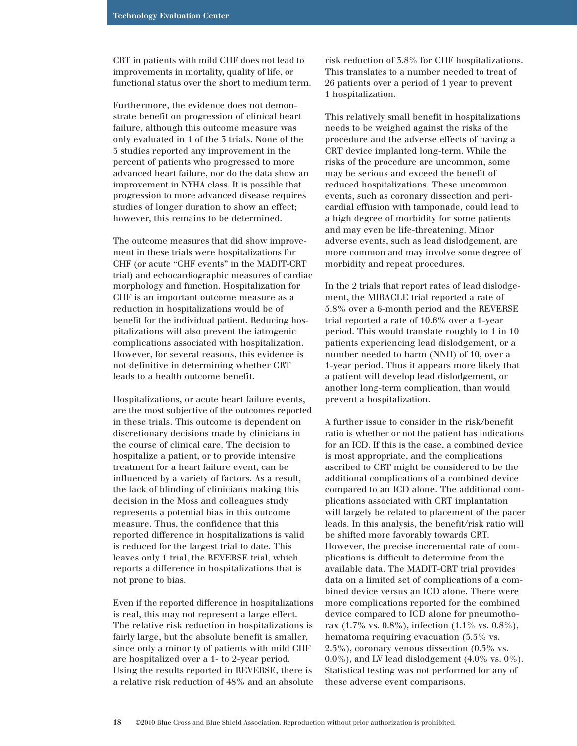CRT in patients with mild CHF does not lead to improvements in mortality, quality of life, or functional status over the short to medium term.

Furthermore, the evidence does not demonstrate benefit on progression of clinical heart failure, although this outcome measure was only evaluated in 1 of the 3 trials. None of the 3 studies reported any improvement in the percent of patients who progressed to more advanced heart failure, nor do the data show an improvement in NYHA class. It is possible that progression to more advanced disease requires studies of longer duration to show an effect; however, this remains to be determined.

The outcome measures that did show improvement in these trials were hospitalizations for CHF (or acute "CHF events" in the MADIT-CRT trial) and echocardiographic measures of cardiac morphology and function. Hospitalization for CHF is an important outcome measure as a reduction in hospitalizations would be of benefit for the individual patient. Reducing hospitalizations will also prevent the iatrogenic complications associated with hospitalization. However, for several reasons, this evidence is not definitive in determining whether CRT leads to a health outcome benefit.

Hospitalizations, or acute heart failure events, are the most subjective of the outcomes reported in these trials. This outcome is dependent on discretionary decisions made by clinicians in the course of clinical care. The decision to hospitalize a patient, or to provide intensive treatment for a heart failure event, can be influenced by a variety of factors. As a result, the lack of blinding of clinicians making this decision in the Moss and colleagues study represents a potential bias in this outcome measure. Thus, the confidence that this reported difference in hospitalizations is valid is reduced for the largest trial to date. This leaves only 1 trial, the REVERSE trial, which reports a difference in hospitalizations that is not prone to bias.

Even if the reported difference in hospitalizations is real, this may not represent a large effect. The relative risk reduction in hospitalizations is fairly large, but the absolute benefit is smaller, since only a minority of patients with mild CHF are hospitalized over a 1- to 2-year period. Using the results reported in REVERSE, there is a relative risk reduction of 48% and an absolute risk reduction of 3.8% for CHF hospitalizations. This translates to a number needed to treat of 26 patients over a period of 1 year to prevent 1 hospitalization.

This relatively small benefit in hospitalizations needs to be weighed against the risks of the procedure and the adverse effects of having a CRT device implanted long-term. While the risks of the procedure are uncommon, some may be serious and exceed the benefit of reduced hospitalizations. These uncommon events, such as coronary dissection and pericardial effusion with tamponade, could lead to a high degree of morbidity for some patients and may even be life-threatening. Minor adverse events, such as lead dislodgement, are more common and may involve some degree of morbidity and repeat procedures.

In the 2 trials that report rates of lead dislodgement, the MIRACLE trial reported a rate of 5.8% over a 6-month period and the REVERSE trial reported a rate of 10.6% over a 1-year period. This would translate roughly to 1 in 10 patients experiencing lead dislodgement, or a number needed to harm (NNH) of 10, over a 1-year period. Thus it appears more likely that a patient will develop lead dislodgement, or another long-term complication, than would prevent a hospitalization.

A further issue to consider in the risk/benefit ratio is whether or not the patient has indications for an ICD. If this is the case, a combined device is most appropriate, and the complications ascribed to CRT might be considered to be the additional complications of a combined device compared to an ICD alone. The additional complications associated with CRT implantation will largely be related to placement of the pacer leads. In this analysis, the benefit/risk ratio will be shifted more favorably towards CRT. However, the precise incremental rate of complications is difficult to determine from the available data. The MADIT-CRT trial provides data on a limited set of complications of a combined device versus an ICD alone. There were more complications reported for the combined device compared to ICD alone for pneumothorax (1.7% vs. 0.8%), infection (1.1% vs. 0.8%), hematoma requiring evacuation (3.3% vs. 2.5%), coronary venous dissection (0.5% vs. 0.0%), and LV lead dislodgement (4.0% vs. 0%). Statistical testing was not performed for any of these adverse event comparisons.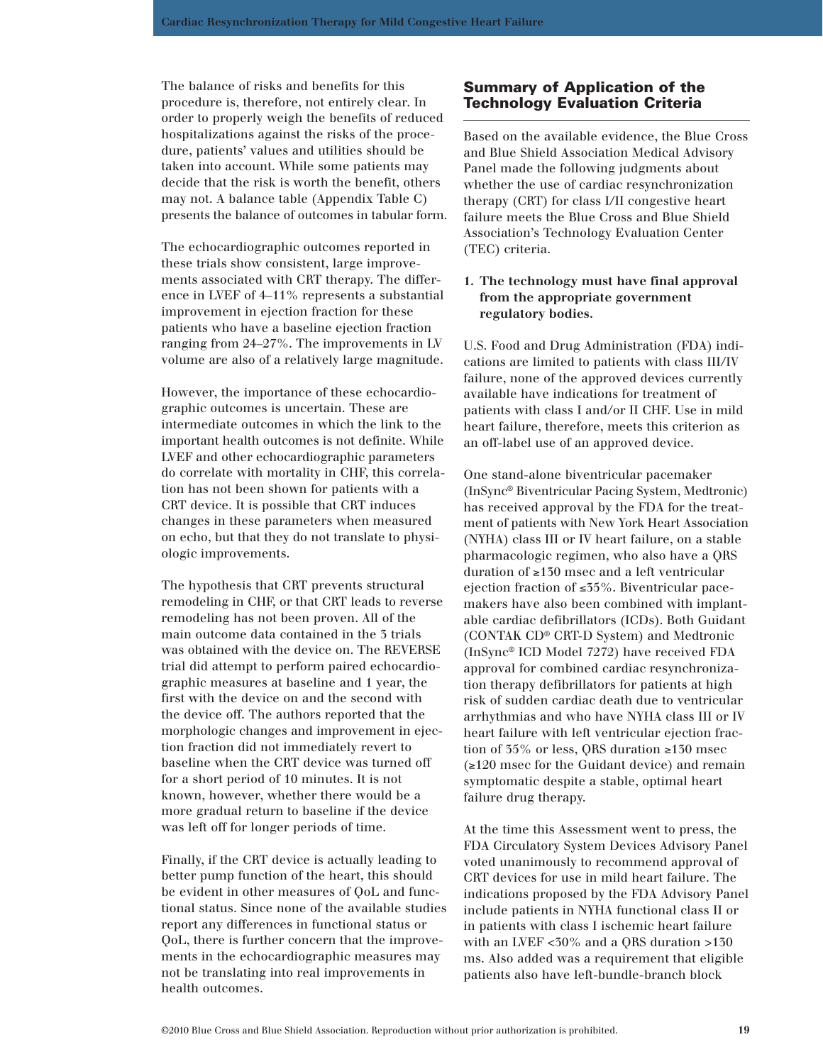The balance of risks and benefits for this procedure is, therefore, not entirely clear. In order to properly weigh the benefits of reduced hospitalizations against the risks of the procedure, patients' values and utilities should be taken into account. While some patients may decide that the risk is worth the benefit, others may not. A balance table (Appendix Table C) presents the balance of outcomes in tabular form.

The echocardiographic outcomes reported in these trials show consistent, large improvements associated with CRT therapy. The difference in LVEF of 4–11% represents a substantial improvement in ejection fraction for these patients who have a baseline ejection fraction ranging from 24–27%. The improvements in LV volume are also of a relatively large magnitude.

However, the importance of these echocardiographic outcomes is uncertain. These are intermediate outcomes in which the link to the important health outcomes is not definite. While LVEF and other echocardiographic parameters do correlate with mortality in CHF, this correlation has not been shown for patients with a CRT device. It is possible that CRT induces changes in these parameters when measured on echo, but that they do not translate to physiologic improvements.

The hypothesis that CRT prevents structural remodeling in CHF, or that CRT leads to reverse remodeling has not been proven. All of the main outcome data contained in the 3 trials was obtained with the device on. The REVERSE trial did attempt to perform paired echocardiographic measures at baseline and 1 year, the first with the device on and the second with the device off. The authors reported that the morphologic changes and improvement in ejection fraction did not immediately revert to baseline when the CRT device was turned off for a short period of 10 minutes. It is not known, however, whether there would be a more gradual return to baseline if the device was left off for longer periods of time.

Finally, if the CRT device is actually leading to better pump function of the heart, this should be evident in other measures of QoL and functional status. Since none of the available studies report any differences in functional status or QoL, there is further concern that the improvements in the echocardiographic measures may not be translating into real improvements in health outcomes.

## Summary of Application of the Technology Evaluation Criteria

Based on the available evidence, the Blue Cross and Blue Shield Association Medical Advisory Panel made the following judgments about whether the use of cardiac resynchronization therapy (CRT) for class I/II congestive heart failure meets the Blue Cross and Blue Shield Association's Technology Evaluation Center (TEC) criteria.

1. **The technology must have final approval from the appropriate government regulatory bodies.**

U.S. Food and Drug Administration (FDA) indications are limited to patients with class III/IV failure, none of the approved devices currently available have indications for treatment of patients with class I and/or II CHF. Use in mild heart failure, therefore, meets this criterion as an off-label use of an approved device.

One stand-alone biventricular pacemaker (InSync® Biventricular Pacing System, Medtronic) has received approval by the FDA for the treatment of patients with New York Heart Association (NYHA) class III or IV heart failure, on a stable pharmacologic regimen, who also have a QRS duration of ≥130 msec and a left ventricular ejection fraction of ≤35%. Biventricular pacemakers have also been combined with implantable cardiac defibrillators (ICDs). Both Guidant (CONTAK CD® CRT-D System) and Medtronic (InSync® ICD Model 7272) have received FDA approval for combined cardiac resynchronization therapy defibrillators for patients at high risk of sudden cardiac death due to ventricular arrhythmias and who have NYHA class III or IV heart failure with left ventricular ejection fraction of 35% or less, QRS duration ≥130 msec (≥120 msec for the Guidant device) and remain symptomatic despite a stable, optimal heart failure drug therapy.

At the time this Assessment went to press, the FDA Circulatory System Devices Advisory Panel voted unanimously to recommend approval of CRT devices for use in mild heart failure. The indications proposed by the FDA Advisory Panel include patients in NYHA functional class II or in patients with class I ischemic heart failure with an LVEF <30% and a QRS duration >130 ms. Also added was a requirement that eligible patients also have left-bundle-branch block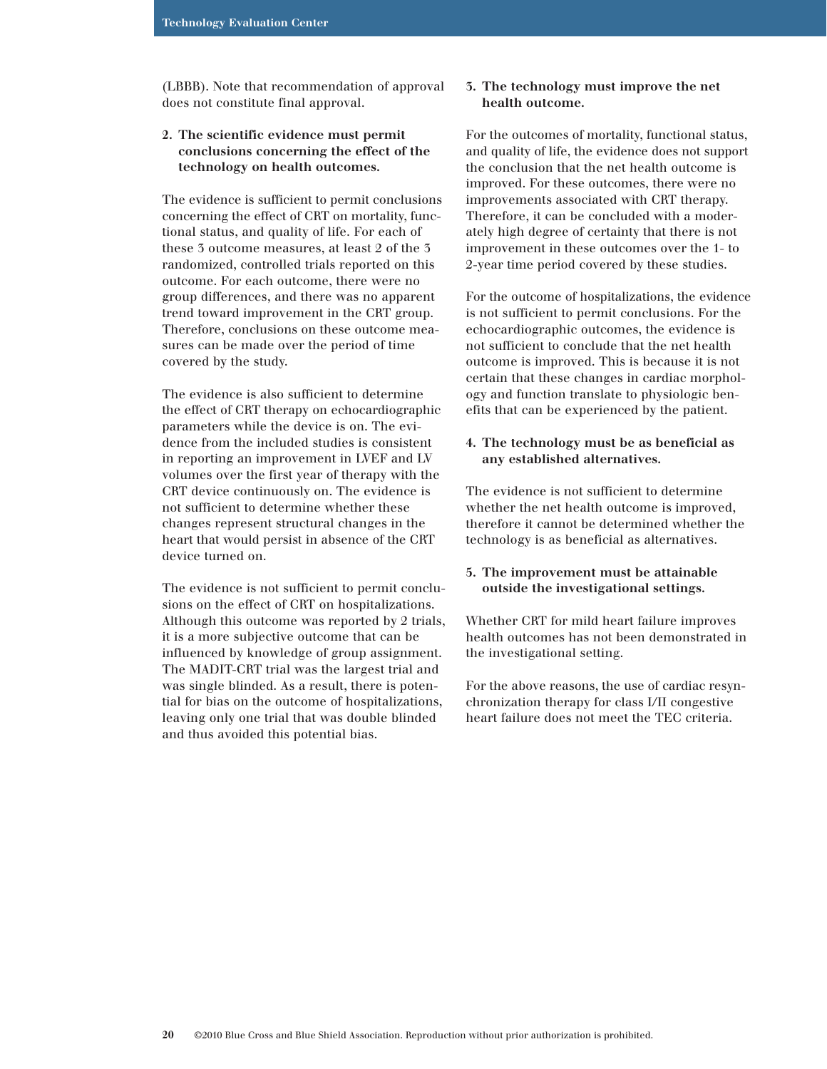(LBBB). Note that recommendation of approval does not constitute final approval.

**2. The scientific evidence must permit conclusions concerning the effect of the technology on health outcomes.**

The evidence is sufficient to permit conclusions concerning the effect of CRT on mortality, functional status, and quality of life. For each of these 3 outcome measures, at least 2 of the 3 randomized, controlled trials reported on this outcome. For each outcome, there were no group differences, and there was no apparent trend toward improvement in the CRT group. Therefore, conclusions on these outcome measures can be made over the period of time covered by the study.

The evidence is also sufficient to determine the effect of CRT therapy on echocardiographic parameters while the device is on. The evidence from the included studies is consistent in reporting an improvement in LVEF and LV volumes over the first year of therapy with the CRT device continuously on. The evidence is not sufficient to determine whether these changes represent structural changes in the heart that would persist in absence of the CRT device turned on.

The evidence is not sufficient to permit conclusions on the effect of CRT on hospitalizations. Although this outcome was reported by 2 trials, it is a more subjective outcome that can be influenced by knowledge of group assignment. The MADIT-CRT trial was the largest trial and was single blinded. As a result, there is potential for bias on the outcome of hospitalizations, leaving only one trial that was double blinded and thus avoided this potential bias.

**3. The technology must improve the net health outcome.**

For the outcomes of mortality, functional status, and quality of life, the evidence does not support the conclusion that the net health outcome is improved. For these outcomes, there were no improvements associated with CRT therapy. Therefore, it can be concluded with a moderately high degree of certainty that there is not improvement in these outcomes over the 1- to 2-year time period covered by these studies.

For the outcome of hospitalizations, the evidence is not sufficient to permit conclusions. For the echocardiographic outcomes, the evidence is not sufficient to conclude that the net health outcome is improved. This is because it is not certain that these changes in cardiac morphology and function translate to physiologic benefits that can be experienced by the patient.

**4. The technology must be as beneficial as any established alternatives.**

The evidence is not sufficient to determine whether the net health outcome is improved, therefore it cannot be determined whether the technology is as beneficial as alternatives.

**5. The improvement must be attainable outside the investigational settings.**

Whether CRT for mild heart failure improves health outcomes has not been demonstrated in the investigational setting.

For the above reasons, the use of cardiac resynchronization therapy for class I/II congestive heart failure does not meet the TEC criteria.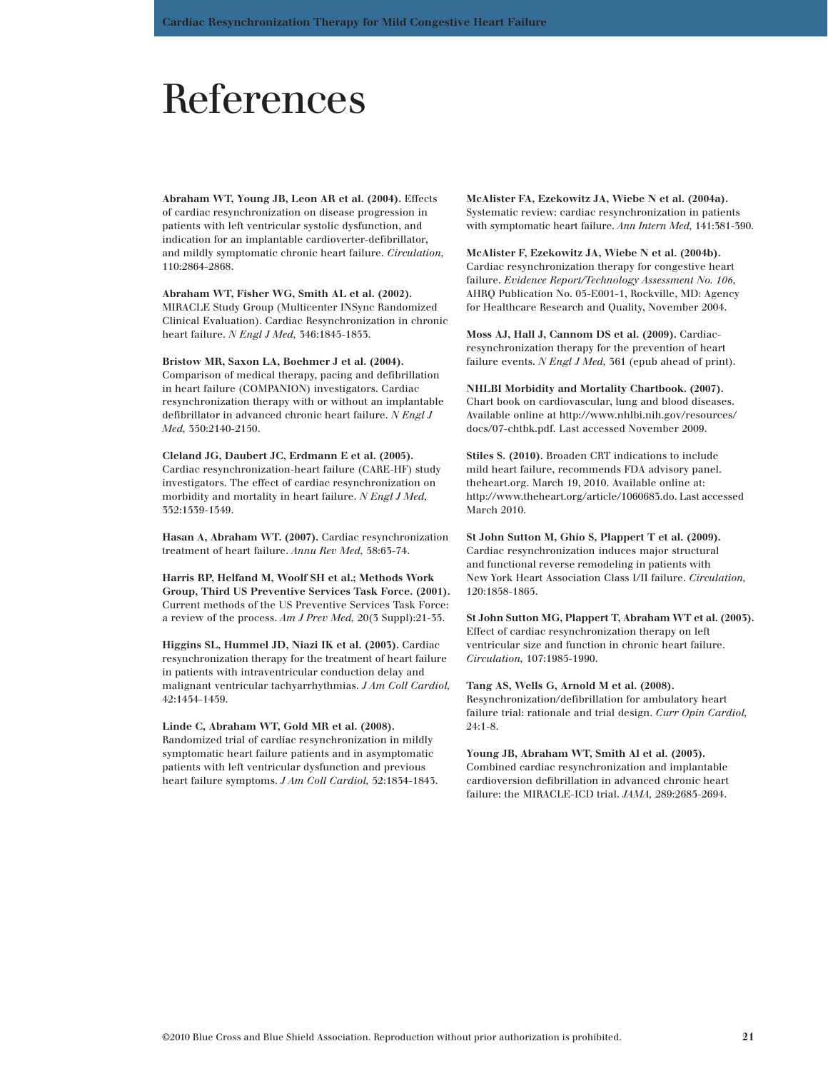# References

**Abraham WT, Young JB, Leon AR et al. (2004).** Effects of cardiac resynchronization on disease progression in patients with left ventricular systolic dysfunction, and indication for an implantable cardioverter-defibrillator, and mildly symptomatic chronic heart failure. *Circulation,* 110:2864-2868.

**Abraham WT, Fisher WG, Smith AL et al. (2002).** MIRACLE Study Group (Multicenter INSync Randomized Clinical Evaluation). Cardiac Resynchronization in chronic heart failure. *N Engl J Med,* 346:1845-1853.

**Bristow MR, Saxon LA, Boehmer J et al. (2004).** Comparison of medical therapy, pacing and defibrillation in heart failure (COMPANION) investigators. Cardiac resynchronization therapy with or without an implantable defibrillator in advanced chronic heart failure. *N Engl J Med,* 350:2140-2150.

**Cleland JG, Daubert JC, Erdmann E et al. (2005).** Cardiac resynchronization-heart failure (CARE-HF) study investigators. The effect of cardiac resynchronization on morbidity and mortality in heart failure. *N Engl J Med,* 352:1539-1549.

**Hasan A, Abraham WT. (2007).** Cardiac resynchronization treatment of heart failure. *Annu Rev Med,* 58:63-74.

**Harris RP, Helfand M, Woolf SH et al.; Methods Work Group, Third US Preventive Services Task Force. (2001).** Current methods of the US Preventive Services Task Force: a review of the process. *Am J Prev Med,* 20(3 Suppl):21-35.

**Higgins SL, Hummel JD, Niazi IK et al. (2003).** Cardiac resynchronization therapy for the treatment of heart failure in patients with intraventricular conduction delay and malignant ventricular tachyarrhythmias. *J Am Coll Cardiol,* 42:1454-1459.

**Linde C, Abraham WT, Gold MR et al. (2008).** Randomized trial of cardiac resynchronization in mildly symptomatic heart failure patients and in asymptomatic patients with left ventricular dysfunction and previous heart failure symptoms. *J Am Coll Cardiol,* 52:1834-1843.

**McAlister FA, Ezekowitz JA, Wiebe N et al. (2004a).** Systematic review: cardiac resynchronization in patients with symptomatic heart failure. *Ann Intern Med,* 141:381-390.

**McAlister F, Ezekowitz JA, Wiebe N et al. (2004b).** Cardiac resynchronization therapy for congestive heart failure. *Evidence Report/Technology Assessment No. 106,* AHRQ Publication No. 05-E001-1, Rockville, MD: Agency for Healthcare Research and Quality, November 2004.

**Moss AJ, Hall J, Cannom DS et al. (2009).** Cardiac-resynchronization therapy for the prevention of heart failure events. *N Engl J Med,* 361 (epub ahead of print).

**NHLBI Morbidity and Mortality Chartbook. (2007).** Chart book on cardiovascular, lung and blood diseases. Available online at http://www.nhlbi.nih.gov/resources/docs/07-chtbk.pdf. Last accessed November 2009.

**Stiles S. (2010).** Broaden CRT indications to include mild heart failure, recommends FDA advisory panel. theheart.org. March 19, 2010. Available online at: http://www.theheart.org/article/1060683.do. Last accessed March 2010.

**St John Sutton M, Ghio S, Plappert T et al. (2009).** Cardiac resynchronization induces major structural and functional reverse remodeling in patients with New York Heart Association Class I/II failure. *Circulation,* 120:1858-1865.

**St John Sutton MG, Plappert T, Abraham WT et al. (2003).** Effect of cardiac resynchronization therapy on left ventricular size and function in chronic heart failure. *Circulation,* 107:1985-1990.

**Tang AS, Wells G, Arnold M et al. (2008).** Resynchronization/defibrillation for ambulatory heart failure trial: rationale and trial design. *Curr Opin Cardiol,* 24:1-8.

**Young JB, Abraham WT, Smith Al et al. (2003).** Combined cardiac resynchronization and implantable cardioversion defibrillation in advanced chronic heart failure: the MIRACLE-ICD trial. *JAMA,* 289:2685-2694.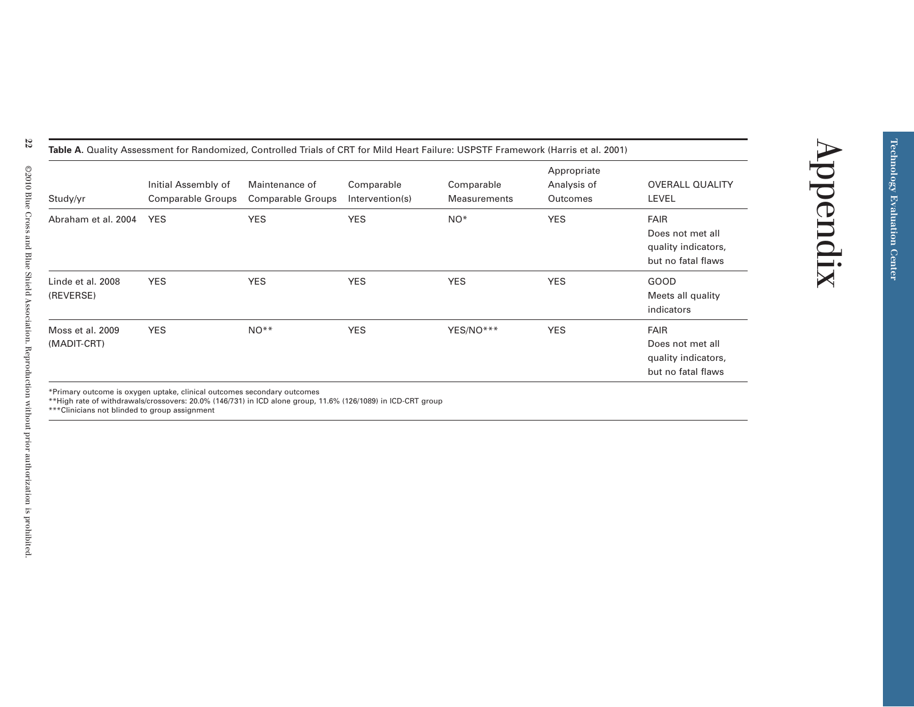# Appendix

**Table A.** Quality Assessment for Randomized, Controlled Trials of CRT for Mild Heart Failure: USPSTF Framework (Harris et al. 2001)

| Study/yr | Initial Assembly of Comparable Groups | Maintenance of Comparable Groups | Comparable Intervention(s) | Comparable Measurements | Appropriate Analysis of Outcomes | OVERALL QUALITY LEVEL |
|---|---|---|---|---|---|---|
| Abraham et al. 2004 | YES | YES | YES | NO* | YES | FAIR Does not met all quality indicators, but no fatal flaws |
| Linde et al. 2008 (REVERSE) | YES | YES | YES | YES | YES | GOOD Meets all quality indicators |
| Moss et al. 2009 (MADIT-CRT) | YES | NO** | YES | YES/NO*** | YES | FAIR Does not met all quality indicators, but no fatal flaws |

*Primary outcome is oxygen uptake, clinical outcomes secondary outcomes
**High rate of withdrawals/crossovers: 20.0% (146/731) in ICD alone group, 11.6% (126/1089) in ICD-CRT group
***Clinicians not blinded to group assignment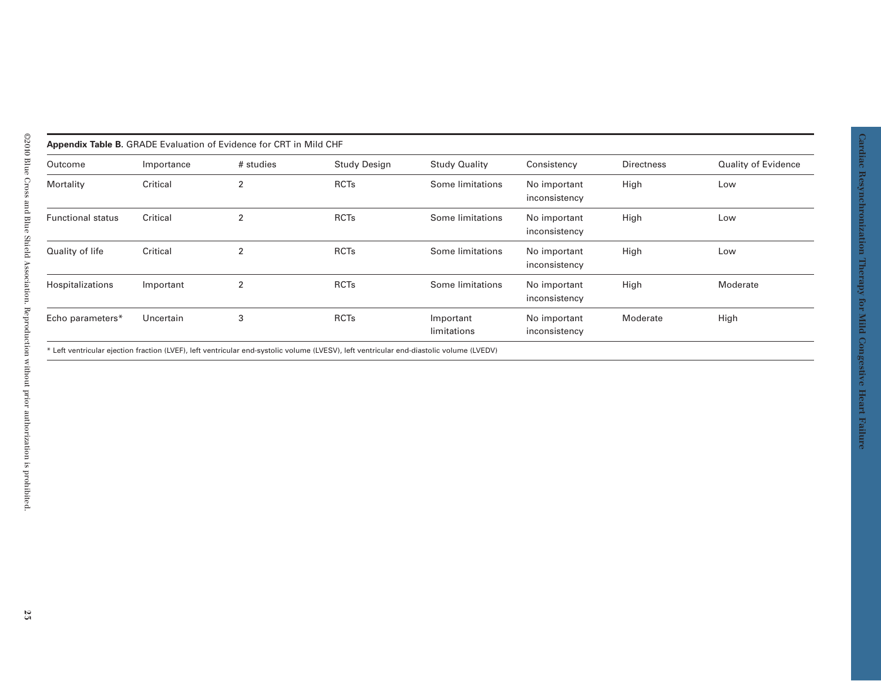**Appendix Table B.** GRADE Evaluation of Evidence for CRT in Mild CHF

| Outcome | Importance | # studies | Study Design | Study Quality | Consistency | Directness | Quality of Evidence |
|---|---|---|---|---|---|---|---|
| Mortality | Critical | 2 | RCTs | Some limitations | No important inconsistency | High | Low |
| Functional status | Critical | 2 | RCTs | Some limitations | No important inconsistency | High | Low |
| Quality of life | Critical | 2 | RCTs | Some limitations | No important inconsistency | High | Low |
| Hospitalizations | Important | 2 | RCTs | Some limitations | No important inconsistency | High | Moderate |
| Echo parameters* | Uncertain | 3 | RCTs | Important limitations | No important inconsistency | Moderate | High |

* Left ventricular ejection fraction (LVEF), left ventricular end-systolic volume (LVESV), left ventricular end-diastolic volume (LVEDV)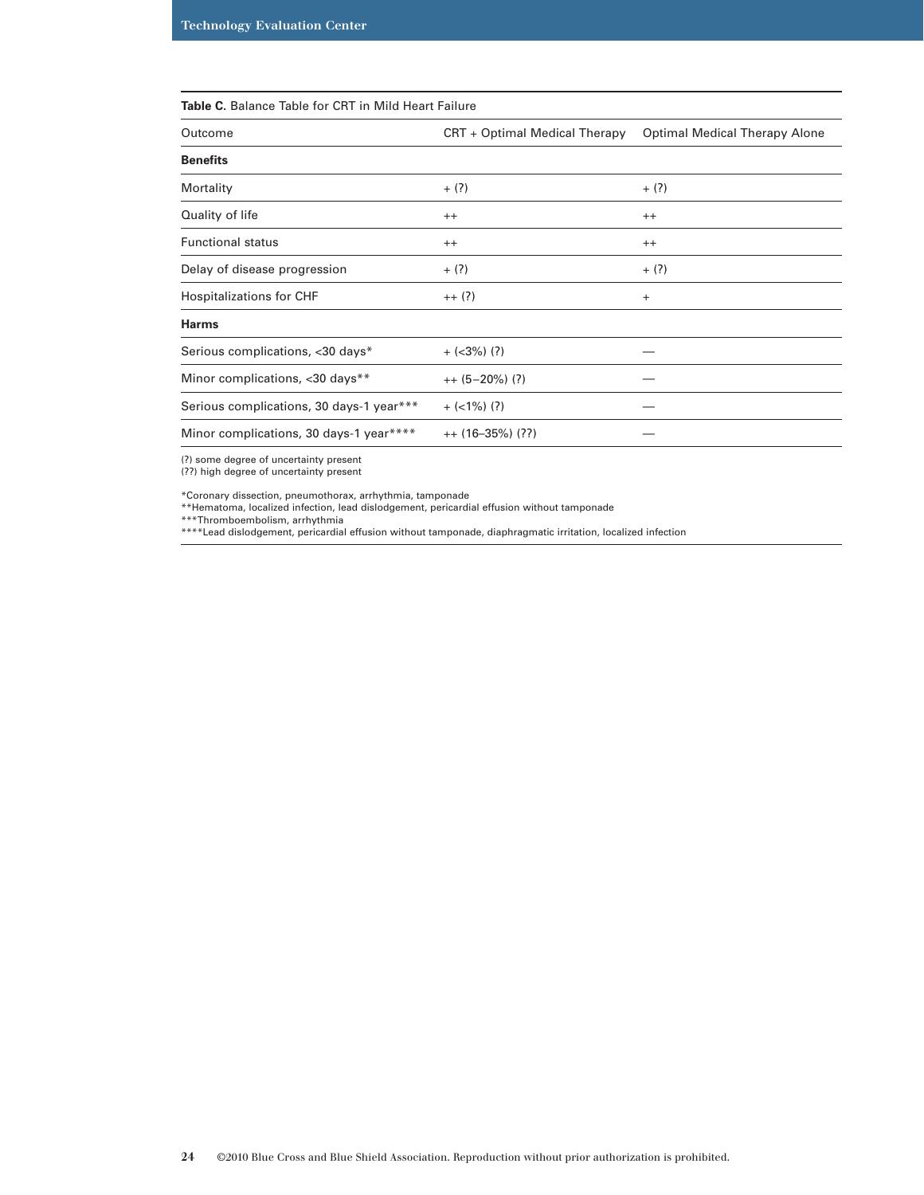**Table C.** Balance Table for CRT in Mild Heart Failure

| Outcome | CRT + Optimal Medical Therapy | Optimal Medical Therapy Alone |
|---|---|---|
| **Benefits** | | |
| Mortality | + (?) | + (?) |
| Quality of life | ++ | ++ |
| Functional status | ++ | ++ |
| Delay of disease progression | + (?) | + (?) |
| Hospitalizations for CHF | ++ (?) | + |
| **Harms** | | |
| Serious complications, <30 days* | + (<3%) (?) | — |
| Minor complications, <30 days** | ++ (5–20%) (?) | — |
| Serious complications, 30 days-1 year*** | + (<1%) (?) | — |
| Minor complications, 30 days-1 year**** | ++ (16–35%) (??) | — |

(?) some degree of uncertainty present
(??) high degree of uncertainty present

*Coronary dissection, pneumothorax, arrhythmia, tamponade
**Hematoma, localized infection, lead dislodgement, pericardial effusion without tamponade
***Thromboembolism, arrhythmia
****Lead dislodgement, pericardial effusion without tamponade, diaphragmatic irritation, localized infection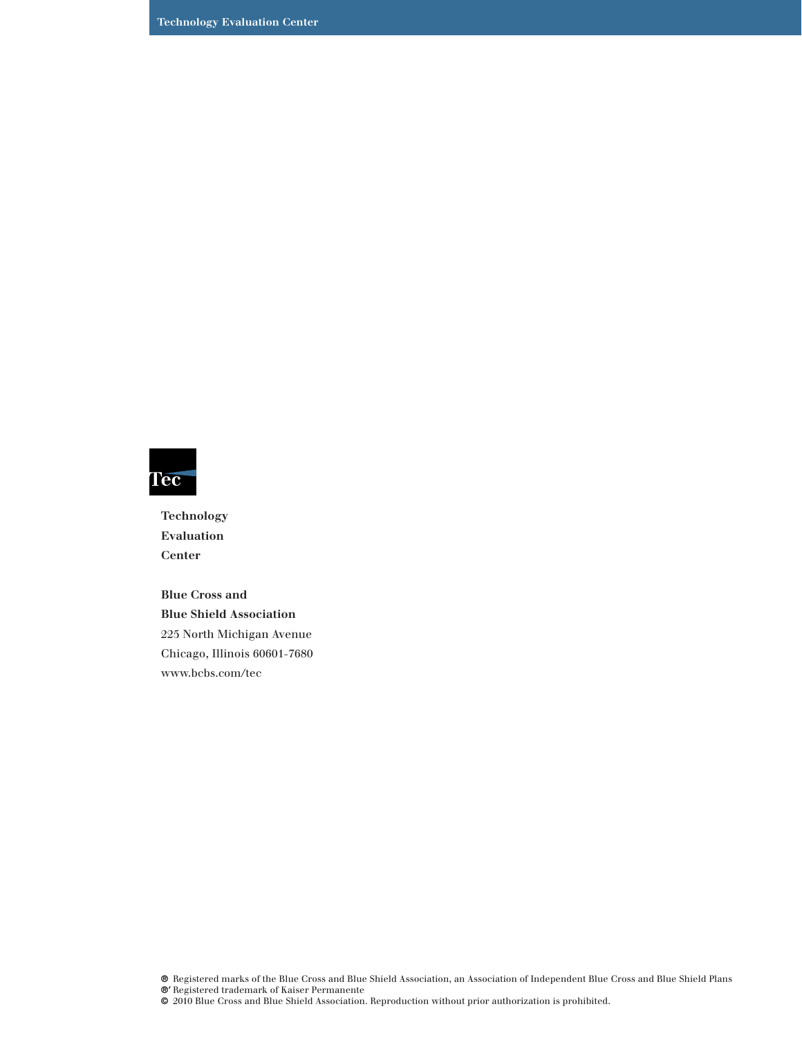Tec

**Technology**
**Evaluation**
**Center**

**Blue Cross and**
**Blue Shield Association**
225 North Michigan Avenue
Chicago, Illinois 60601-7680
www.bcbs.com/tec

® Registered marks of the Blue Cross and Blue Shield Association, an Association of Independent Blue Cross and Blue Shield Plans
®′ Registered trademark of Kaiser Permanente
© 2010 Blue Cross and Blue Shield Association. Reproduction without prior authorization is prohibited.